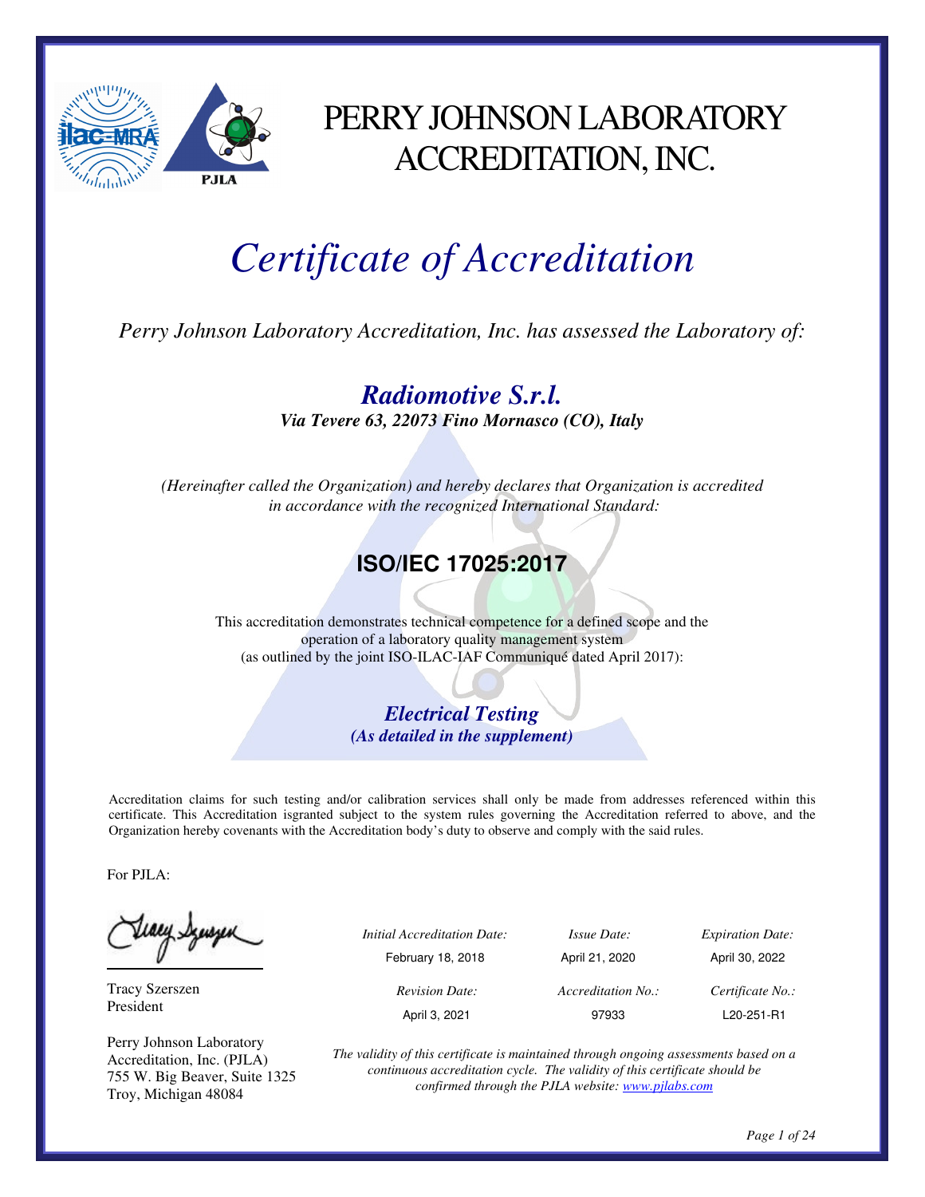# PERRY JOHNSON LABORATORY ACCREDITATION, INC.

# *Certificate of Accreditation*

*Perry Johnson Laboratory Accreditation, Inc. has assessed the Laboratory of:*

## ***Radiomotive S.r.l.***

***Via Tevere 63, 22073 Fino Mornasco (CO), Italy***

*(Hereinafter called the Organization) and hereby declares that Organization is accredited in accordance with the recognized International Standard:*

## **ISO/IEC 17025:2017**

This accreditation demonstrates technical competence for a defined scope and the operation of a laboratory quality management system (as outlined by the joint ISO-ILAC-IAF Communiqué dated April 2017):

***Electrical Testing***
***(As detailed in the supplement)***

Accreditation claims for such testing and/or calibration services shall only be made from addresses referenced within this certificate. This Accreditation isgranted subject to the system rules governing the Accreditation referred to above, and the Organization hereby covenants with the Accreditation body's duty to observe and comply with the said rules.

For PJLA:

Tracy Szerszen
President

Perry Johnson Laboratory Accreditation, Inc. (PJLA)
755 W. Big Beaver, Suite 1325
Troy, Michigan 48084

| *Initial Accreditation Date:* | *Issue Date:* | *Expiration Date:* |
|---|---|---|
| February 18, 2018 | April 21, 2020 | April 30, 2022 |
| *Revision Date:* | *Accreditation No.:* | *Certificate No.:* |
| April 3, 2021 | 97933 | L20-251-R1 |

*The validity of this certificate is maintained through ongoing assessments based on a continuous accreditation cycle. The validity of this certificate should be confirmed through the PJLA website: www.pjlabs.com*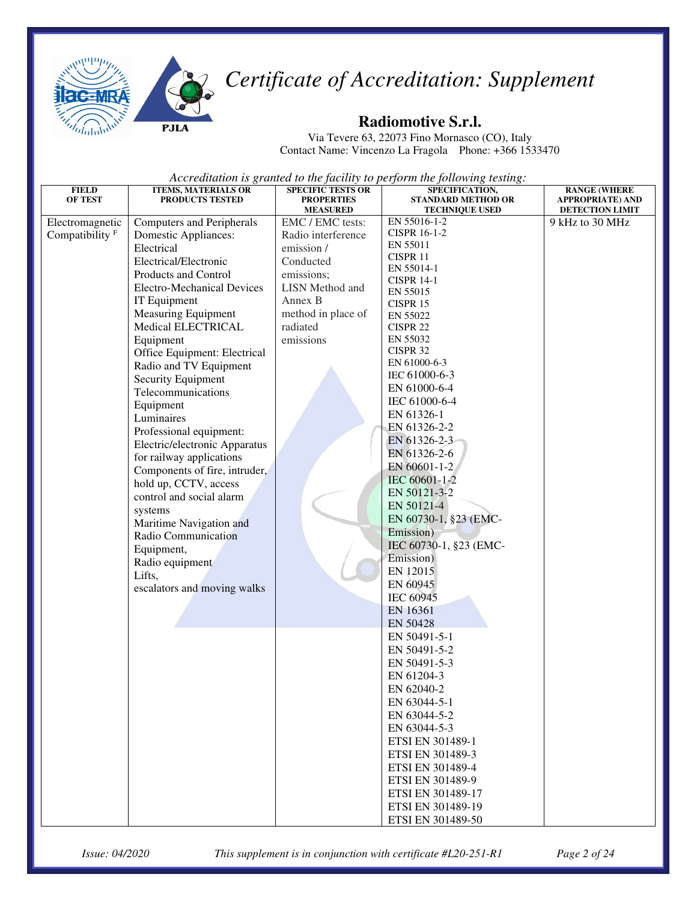# Certificate of Accreditation: Supplement

## Radiomotive S.r.l.

Via Tevere 63, 22073 Fino Mornasco (CO), Italy
Contact Name: Vincenzo La Fragola Phone: +366 1533470

*Accreditation is granted to the facility to perform the following testing:*

| FIELD OF TEST | ITEMS, MATERIALS OR PRODUCTS TESTED | SPECIFIC TESTS OR PROPERTIES MEASURED | SPECIFICATION, STANDARD METHOD OR TECHNIQUE USED | RANGE (WHERE APPROPRIATE) AND DETECTION LIMIT |
|---|---|---|---|---|
| Electromagnetic Compatibility [F] | Computers and Peripherals<br>Domestic Appliances: Electrical<br>Electrical/Electronic Products and Control<br>Electro-Mechanical Devices<br>IT Equipment<br>Measuring Equipment<br>Medical ELECTRICAL Equipment<br>Office Equipment: Electrical<br>Radio and TV Equipment<br>Security Equipment<br>Telecommunications Equipment<br>Luminaires<br>Professional equipment: Electric/electronic Apparatus for railway applications<br>Components of fire, intruder, hold up, CCTV, access control and social alarm systems<br>Maritime Navigation and Radio Communication Equipment,<br>Radio equipment<br>Lifts,<br>escalators and moving walks | EMC / EMC tests: Radio interference emission / Conducted emissions; LISN Method and Annex B method in place of radiated emissions | EN 55016-1-2<br>CISPR 16-1-2<br>EN 55011<br>CISPR 11<br>EN 55014-1<br>CISPR 14-1<br>EN 55015<br>CISPR 15<br>EN 55022<br>CISPR 22<br>EN 55032<br>CISPR 32<br>EN 61000-6-3<br>IEC 61000-6-3<br>EN 61000-6-4<br>IEC 61000-6-4<br>EN 61326-1<br>EN 61326-2-2<br>EN 61326-2-3<br>EN 61326-2-6<br>EN 60601-1-2<br>IEC 60601-1-2<br>EN 50121-3-2<br>EN 50121-4<br>EN 60730-1, §23 (EMC-Emission)<br>IEC 60730-1, §23 (EMC-Emission)<br>EN 12015<br>EN 60945<br>IEC 60945<br>EN 16361<br>EN 50428<br>EN 50491-5-1<br>EN 50491-5-2<br>EN 50491-5-3<br>EN 61204-3<br>EN 62040-2<br>EN 63044-5-1<br>EN 63044-5-2<br>EN 63044-5-3<br>ETSI EN 301489-1<br>ETSI EN 301489-3<br>ETSI EN 301489-4<br>ETSI EN 301489-9<br>ETSI EN 301489-17<br>ETSI EN 301489-19<br>ETSI EN 301489-50 | 9 kHz to 30 MHz |

*Issue: 04/2020* *This supplement is in conjunction with certificate #L20-251-R1*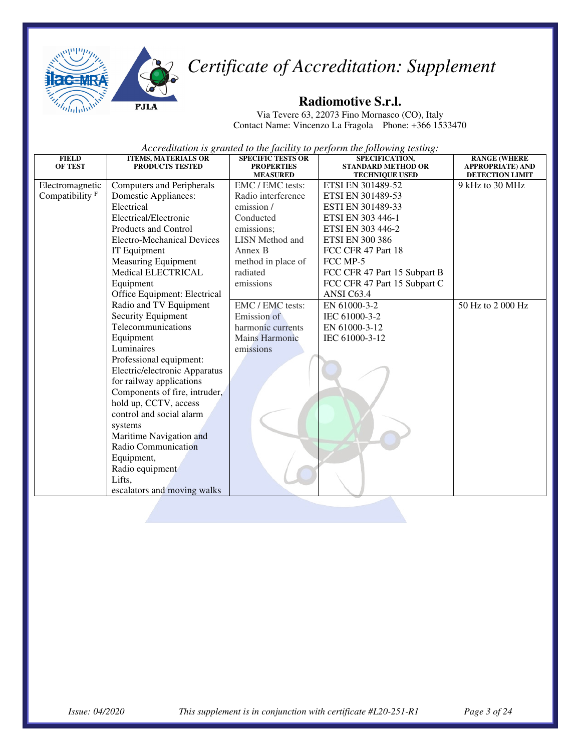# *Certificate of Accreditation: Supplement*

## Radiomotive S.r.l.

Via Tevere 63, 22073 Fino Mornasco (CO), Italy
Contact Name: Vincenzo La Fragola  Phone: +366 1533470

*Accreditation is granted to the facility to perform the following testing:*

| FIELD OF TEST | ITEMS, MATERIALS OR PRODUCTS TESTED | SPECIFIC TESTS OR PROPERTIES MEASURED | SPECIFICATION, STANDARD METHOD OR TECHNIQUE USED | RANGE (WHERE APPROPRIATE) AND DETECTION LIMIT |
|---|---|---|---|---|
| Electromagnetic Compatibility [F] | Computers and Peripherals<br>Domestic Appliances: Electrical<br>Electrical/Electronic Products and Control<br>Electro-Mechanical Devices<br>IT Equipment<br>Measuring Equipment<br>Medical ELECTRICAL Equipment<br>Office Equipment: Electrical<br>Radio and TV Equipment<br>Security Equipment<br>Telecommunications Equipment<br>Luminaires<br>Professional equipment: Electric/electronic Apparatus for railway applications<br>Components of fire, intruder, hold up, CCTV, access control and social alarm systems<br>Maritime Navigation and Radio Communication Equipment,<br>Radio equipment<br>Lifts,<br>escalators and moving walks | EMC / EMC tests: Radio interference emission / Conducted emissions; LISN Method and Annex B method in place of radiated emissions | ETSI EN 301489-52<br>ETSI EN 301489-53<br>ESTI EN 301489-33<br>ETSI EN 303 446-1<br>ETSI EN 303 446-2<br>ETSI EN 300 386<br>FCC CFR 47 Part 18<br>FCC MP-5<br>FCC CFR 47 Part 15 Subpart B<br>FCC CFR 47 Part 15 Subpart C<br>ANSI C63.4 | 9 kHz to 30 MHz |
| | | EMC / EMC tests: Emission of harmonic currents Mains Harmonic emissions | EN 61000-3-2<br>IEC 61000-3-2<br>EN 61000-3-12<br>IEC 61000-3-12 | 50 Hz to 2 000 Hz |

*Issue: 04/2020*  *This supplement is in conjunction with certificate #L20-251-R1*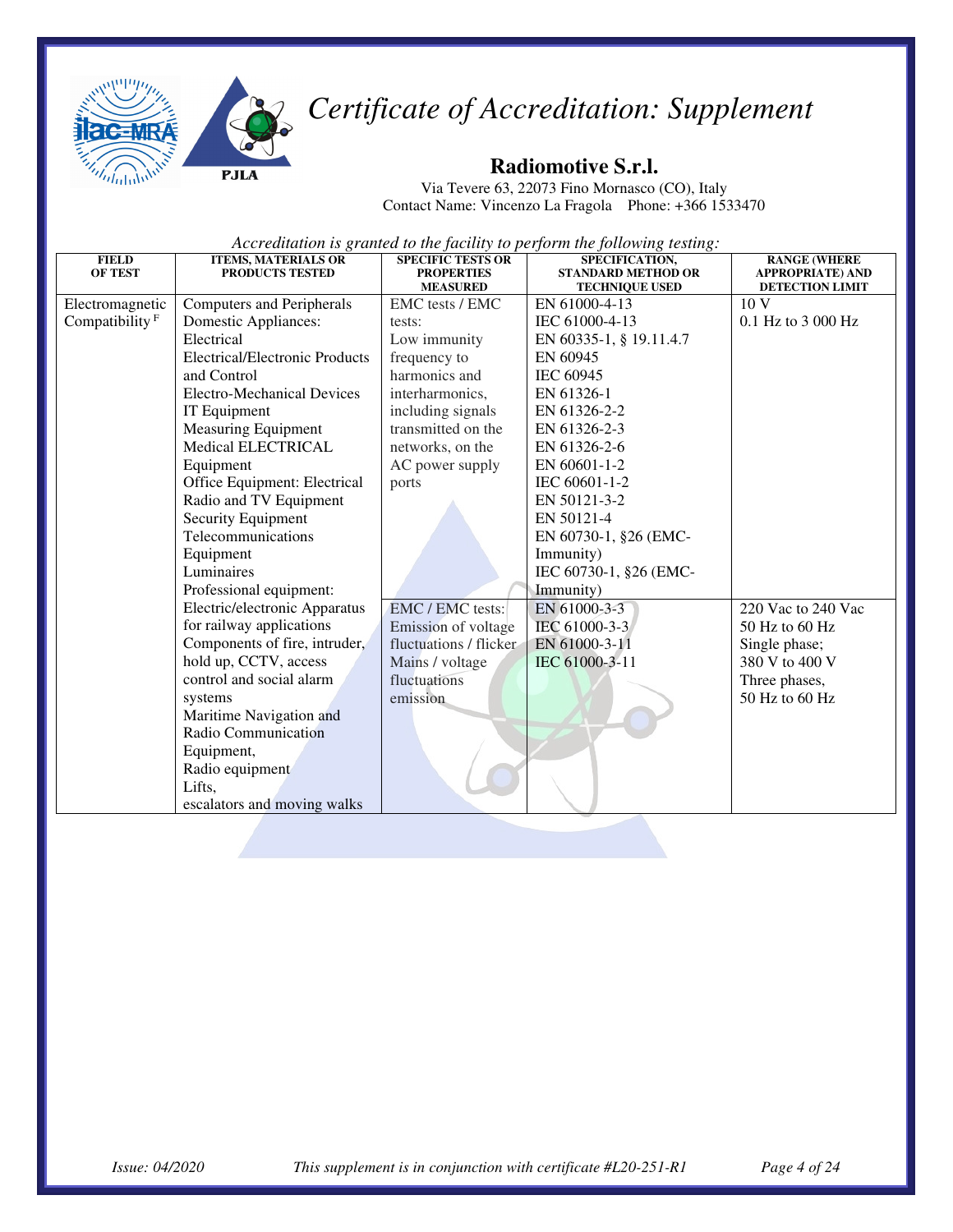# Certificate of Accreditation: Supplement

## Radiomotive S.r.l.

Via Tevere 63, 22073 Fino Mornasco (CO), Italy
Contact Name: Vincenzo La Fragola Phone: +366 1533470

*Accreditation is granted to the facility to perform the following testing:*

| FIELD OF TEST | ITEMS, MATERIALS OR PRODUCTS TESTED | SPECIFIC TESTS OR PROPERTIES MEASURED | SPECIFICATION, STANDARD METHOD OR TECHNIQUE USED | RANGE (WHERE APPROPRIATE) AND DETECTION LIMIT |
|---|---|---|---|---|
| Electromagnetic Compatibility [F] | Computers and Peripherals<br>Domestic Appliances: Electrical<br>Electrical/Electronic Products and Control<br>Electro-Mechanical Devices<br>IT Equipment<br>Measuring Equipment<br>Medical ELECTRICAL Equipment<br>Office Equipment: Electrical<br>Radio and TV Equipment<br>Security Equipment<br>Telecommunications Equipment<br>Luminaires<br>Professional equipment:<br>Electric/electronic Apparatus for railway applications<br>Components of fire, intruder, hold up, CCTV, access control and social alarm systems<br>Maritime Navigation and Radio Communication Equipment,<br>Radio equipment<br>Lifts,<br>escalators and moving walks | EMC tests / EMC tests:<br>Low immunity frequency to harmonics and interharmonics, including signals transmitted on the networks, on the AC power supply ports | EN 61000-4-13<br>IEC 61000-4-13<br>EN 60335-1, § 19.11.4.7<br>EN 60945<br>IEC 60945<br>EN 61326-1<br>EN 61326-2-2<br>EN 61326-2-3<br>EN 61326-2-6<br>EN 60601-1-2<br>IEC 60601-1-2<br>EN 50121-3-2<br>EN 50121-4<br>EN 60730-1, §26 (EMC-Immunity)<br>IEC 60730-1, §26 (EMC-Immunity) | 10 V<br>0.1 Hz to 3 000 Hz |
| | | EMC / EMC tests:<br>Emission of voltage fluctuations / flicker<br>Mains / voltage fluctuations emission | EN 61000-3-3<br>IEC 61000-3-3<br>EN 61000-3-11<br>IEC 61000-3-11 | 220 Vac to 240 Vac<br>50 Hz to 60 Hz<br>Single phase;<br>380 V to 400 V<br>Three phases,<br>50 Hz to 60 Hz |

*Issue: 04/2020* *This supplement is in conjunction with certificate #L20-251-R1*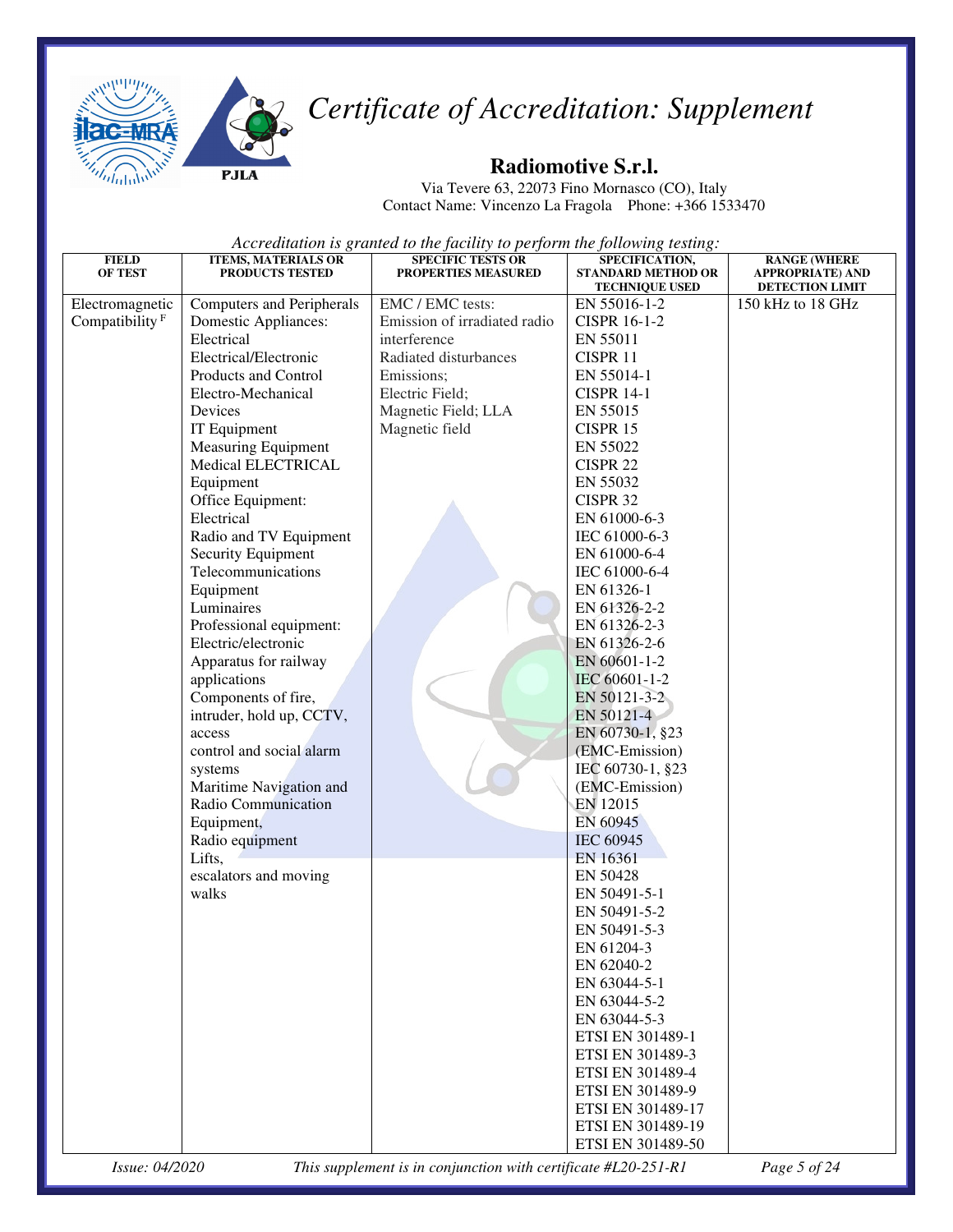# Certificate of Accreditation: Supplement

## Radiomotive S.r.l.

Via Tevere 63, 22073 Fino Mornasco (CO), Italy
Contact Name: Vincenzo La Fragola Phone: +366 1533470

*Accreditation is granted to the facility to perform the following testing:*

| FIELD OF TEST | ITEMS, MATERIALS OR PRODUCTS TESTED | SPECIFIC TESTS OR PROPERTIES MEASURED | SPECIFICATION, STANDARD METHOD OR TECHNIQUE USED | RANGE (WHERE APPROPRIATE) AND DETECTION LIMIT |
|---|---|---|---|---|
| Electromagnetic Compatibility [F] | Computers and Peripherals<br>Domestic Appliances: Electrical<br>Electrical/Electronic Products and Control<br>Electro-Mechanical Devices<br>IT Equipment<br>Measuring Equipment<br>Medical ELECTRICAL Equipment<br>Office Equipment: Electrical<br>Radio and TV Equipment<br>Security Equipment<br>Telecommunications Equipment<br>Luminaires<br>Professional equipment: Electric/electronic<br>Apparatus for railway applications<br>Components of fire, intruder, hold up, CCTV, access control and social alarm systems<br>Maritime Navigation and Radio Communication Equipment,<br>Radio equipment<br>Lifts, escalators and moving walks | EMC / EMC tests:<br>Emission of irradiated radio interference<br>Radiated disturbances Emissions;<br>Electric Field;<br>Magnetic Field; LLA Magnetic field | EN 55016-1-2<br>CISPR 16-1-2<br>EN 55011<br>CISPR 11<br>EN 55014-1<br>CISPR 14-1<br>EN 55015<br>CISPR 15<br>EN 55022<br>CISPR 22<br>EN 55032<br>CISPR 32<br>EN 61000-6-3<br>IEC 61000-6-3<br>EN 61000-6-4<br>IEC 61000-6-4<br>EN 61326-1<br>EN 61326-2-2<br>EN 61326-2-3<br>EN 61326-2-6<br>EN 60601-1-2<br>IEC 60601-1-2<br>EN 50121-3-2<br>EN 50121-4<br>EN 60730-1, §23 (EMC-Emission)<br>IEC 60730-1, §23 (EMC-Emission)<br>EN 12015<br>EN 60945<br>IEC 60945<br>EN 16361<br>EN 50428<br>EN 50491-5-1<br>EN 50491-5-2<br>EN 50491-5-3<br>EN 61204-3<br>EN 62040-2<br>EN 63044-5-1<br>EN 63044-5-2<br>EN 63044-5-3<br>ETSI EN 301489-1<br>ETSI EN 301489-3<br>ETSI EN 301489-4<br>ETSI EN 301489-9<br>ETSI EN 301489-17<br>ETSI EN 301489-19<br>ETSI EN 301489-50 | 150 kHz to 18 GHz |

*Issue: 04/2020* *This supplement is in conjunction with certificate #L20-251-R1*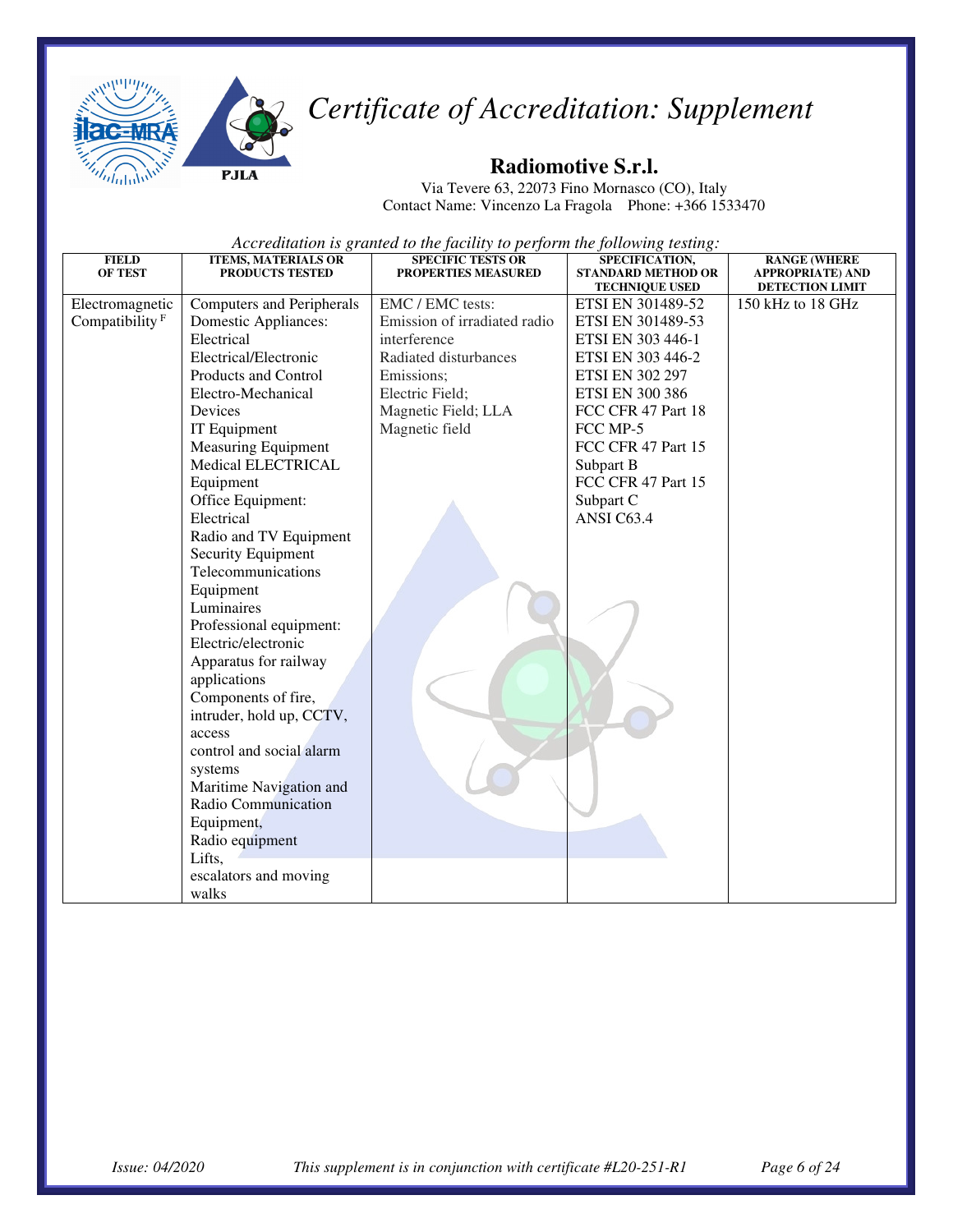# *Certificate of Accreditation: Supplement*

## Radiomotive S.r.l.

Via Tevere 63, 22073 Fino Mornasco (CO), Italy
Contact Name: Vincenzo La Fragola Phone: +366 1533470

*Accreditation is granted to the facility to perform the following testing:*

| FIELD OF TEST | ITEMS, MATERIALS OR PRODUCTS TESTED | SPECIFIC TESTS OR PROPERTIES MEASURED | SPECIFICATION, STANDARD METHOD OR TECHNIQUE USED | RANGE (WHERE APPROPRIATE) AND DETECTION LIMIT |
|---|---|---|---|---|
| Electromagnetic Compatibility [F] | Computers and Peripherals<br>Domestic Appliances: Electrical<br>Electrical/Electronic Products and Control<br>Electro-Mechanical Devices<br>IT Equipment<br>Measuring Equipment<br>Medical ELECTRICAL Equipment<br>Office Equipment: Electrical<br>Radio and TV Equipment<br>Security Equipment<br>Telecommunications Equipment<br>Luminaires<br>Professional equipment: Electric/electronic<br>Apparatus for railway applications<br>Components of fire, intruder, hold up, CCTV, access control and social alarm systems<br>Maritime Navigation and Radio Communication Equipment,<br>Radio equipment<br>Lifts, escalators and moving walks | EMC / EMC tests:<br>Emission of irradiated radio interference<br>Radiated disturbances<br>Emissions;<br>Electric Field;<br>Magnetic Field; LLA<br>Magnetic field | ETSI EN 301489-52<br>ETSI EN 301489-53<br>ETSI EN 303 446-1<br>ETSI EN 303 446-2<br>ETSI EN 302 297<br>ETSI EN 300 386<br>FCC CFR 47 Part 18<br>FCC MP-5<br>FCC CFR 47 Part 15 Subpart B<br>FCC CFR 47 Part 15 Subpart C<br>ANSI C63.4 | 150 kHz to 18 GHz |

*Issue: 04/2020* *This supplement is in conjunction with certificate #L20-251-R1*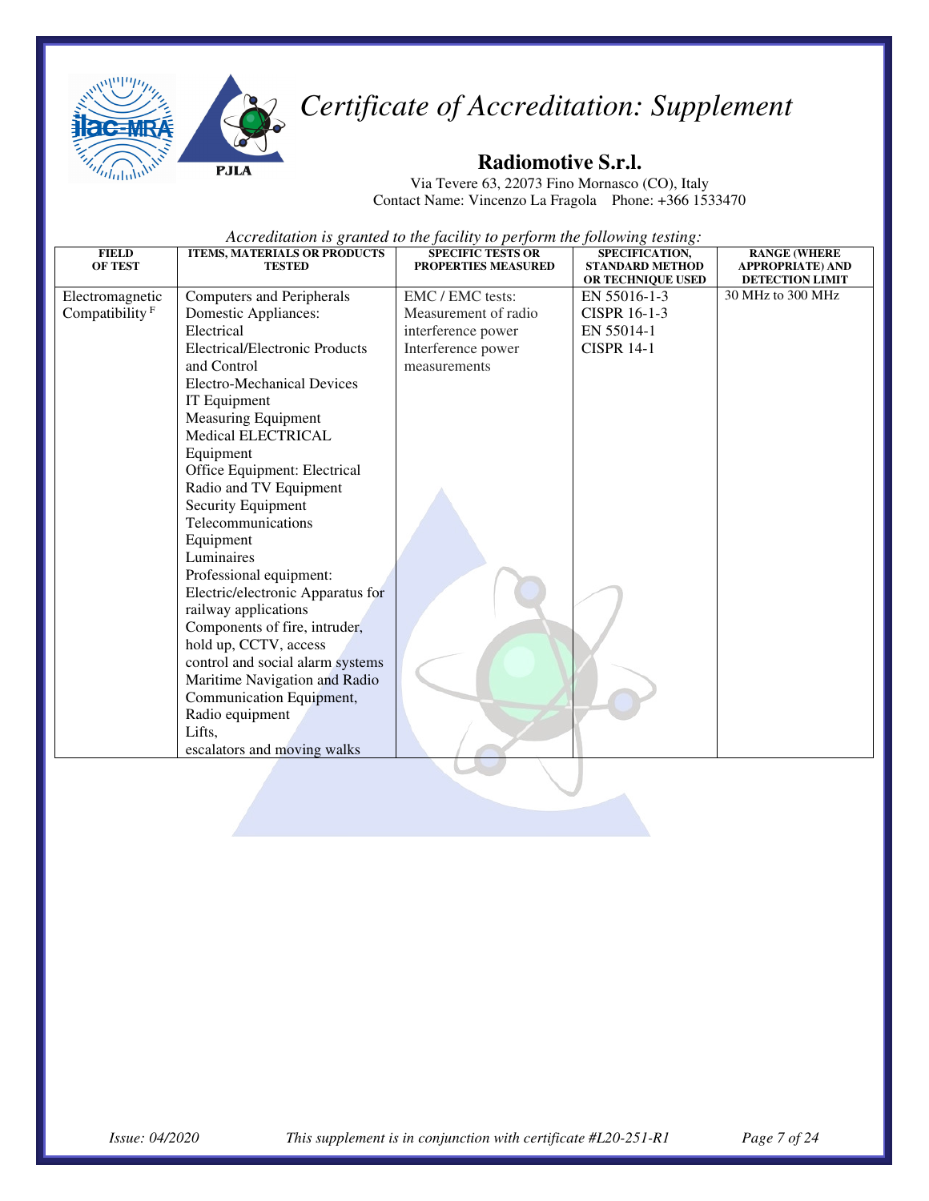# *Certificate of Accreditation: Supplement*

## Radiomotive S.r.l.

Via Tevere 63, 22073 Fino Mornasco (CO), Italy
Contact Name: Vincenzo La Fragola    Phone: +366 1533470

*Accreditation is granted to the facility to perform the following testing:*

| FIELD OF TEST | ITEMS, MATERIALS OR PRODUCTS TESTED | SPECIFIC TESTS OR PROPERTIES MEASURED | SPECIFICATION, STANDARD METHOD OR TECHNIQUE USED | RANGE (WHERE APPROPRIATE) AND DETECTION LIMIT |
|---|---|---|---|---|
| Electromagnetic Compatibility [F] | Computers and Peripherals<br>Domestic Appliances: Electrical<br>Electrical/Electronic Products and Control<br>Electro-Mechanical Devices<br>IT Equipment<br>Measuring Equipment<br>Medical ELECTRICAL Equipment<br>Office Equipment: Electrical<br>Radio and TV Equipment<br>Security Equipment<br>Telecommunications Equipment<br>Luminaires<br>Professional equipment:<br>Electric/electronic Apparatus for railway applications<br>Components of fire, intruder, hold up, CCTV, access control and social alarm systems<br>Maritime Navigation and Radio Communication Equipment,<br>Radio equipment<br>Lifts,<br>escalators and moving walks | EMC / EMC tests:<br>Measurement of radio interference power<br>Interference power measurements | EN 55016-1-3<br>CISPR 16-1-3<br>EN 55014-1<br>CISPR 14-1 | 30 MHz to 300 MHz |

*Issue: 04/2020*    *This supplement is in conjunction with certificate #L20-251-R1*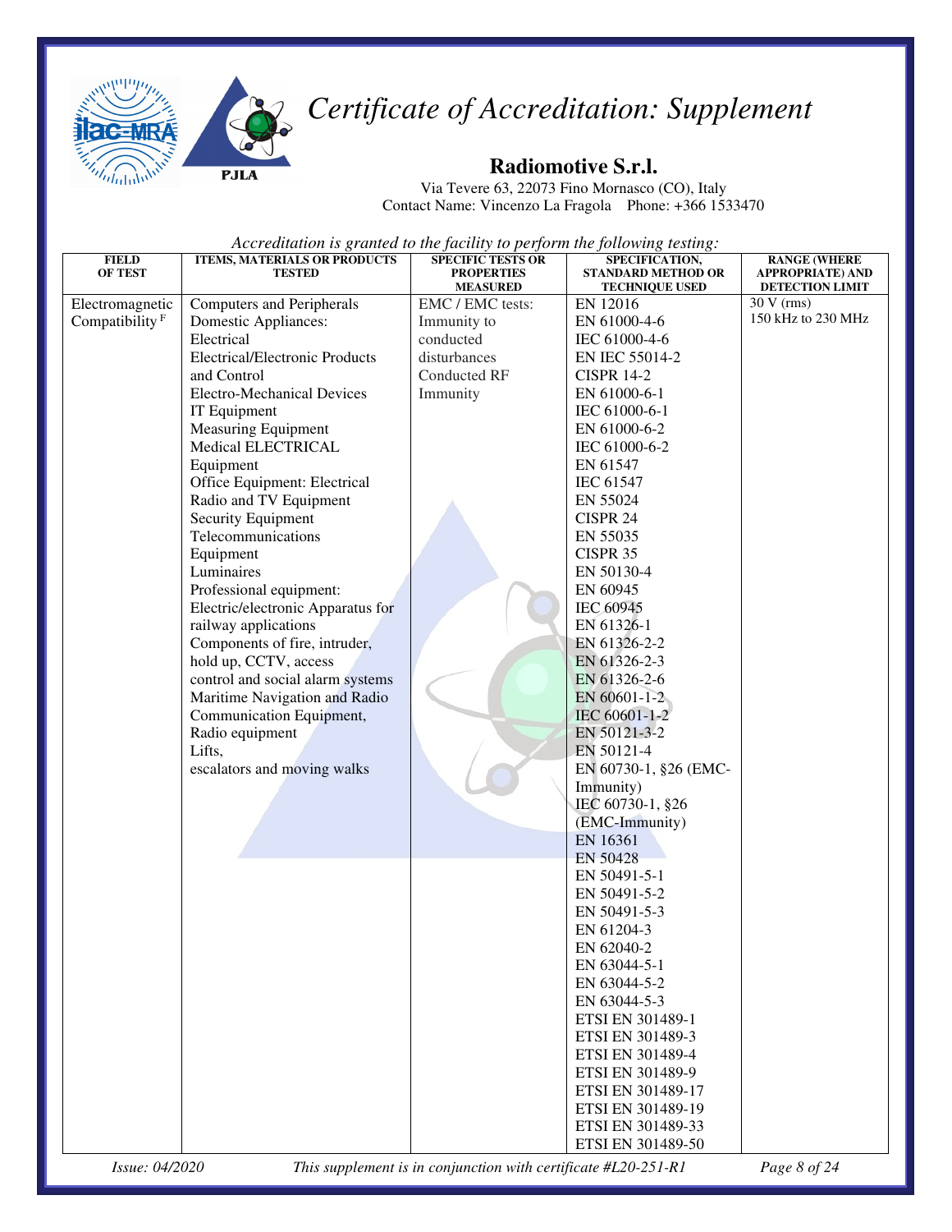# Certificate of Accreditation: Supplement

## Radiomotive S.r.l.

Via Tevere 63, 22073 Fino Mornasco (CO), Italy
Contact Name: Vincenzo La Fragola Phone: +366 1533470

*Accreditation is granted to the facility to perform the following testing:*

| FIELD OF TEST | ITEMS, MATERIALS OR PRODUCTS TESTED | SPECIFIC TESTS OR PROPERTIES MEASURED | SPECIFICATION, STANDARD METHOD OR TECHNIQUE USED | RANGE (WHERE APPROPRIATE) AND DETECTION LIMIT |
|---|---|---|---|---|
| Electromagnetic Compatibility [F] | Computers and Peripherals<br>Domestic Appliances: Electrical<br>Electrical/Electronic Products and Control<br>Electro-Mechanical Devices<br>IT Equipment<br>Measuring Equipment<br>Medical ELECTRICAL Equipment<br>Office Equipment: Electrical<br>Radio and TV Equipment<br>Security Equipment<br>Telecommunications Equipment<br>Luminaires<br>Professional equipment:<br>Electric/electronic Apparatus for railway applications<br>Components of fire, intruder, hold up, CCTV, access control and social alarm systems<br>Maritime Navigation and Radio Communication Equipment,<br>Radio equipment<br>Lifts,<br>escalators and moving walks | EMC / EMC tests:<br>Immunity to conducted disturbances<br>Conducted RF Immunity | EN 12016<br>EN 61000-4-6<br>IEC 61000-4-6<br>EN IEC 55014-2<br>CISPR 14-2<br>EN 61000-6-1<br>IEC 61000-6-1<br>EN 61000-6-2<br>IEC 61000-6-2<br>EN 61547<br>IEC 61547<br>EN 55024<br>CISPR 24<br>EN 55035<br>CISPR 35<br>EN 50130-4<br>EN 60945<br>IEC 60945<br>EN 61326-1<br>EN 61326-2-2<br>EN 61326-2-3<br>EN 61326-2-6<br>EN 60601-1-2<br>IEC 60601-1-2<br>EN 50121-3-2<br>EN 50121-4<br>EN 60730-1, §26 (EMC-Immunity)<br>IEC 60730-1, §26 (EMC-Immunity)<br>EN 16361<br>EN 50428<br>EN 50491-5-1<br>EN 50491-5-2<br>EN 50491-5-3<br>EN 61204-3<br>EN 62040-2<br>EN 63044-5-1<br>EN 63044-5-2<br>EN 63044-5-3<br>ETSI EN 301489-1<br>ETSI EN 301489-3<br>ETSI EN 301489-4<br>ETSI EN 301489-9<br>ETSI EN 301489-17<br>ETSI EN 301489-19<br>ETSI EN 301489-33<br>ETSI EN 301489-50 | 30 V (rms)<br>150 kHz to 230 MHz |

*Issue: 04/2020* *This supplement is in conjunction with certificate #L20-251-R1*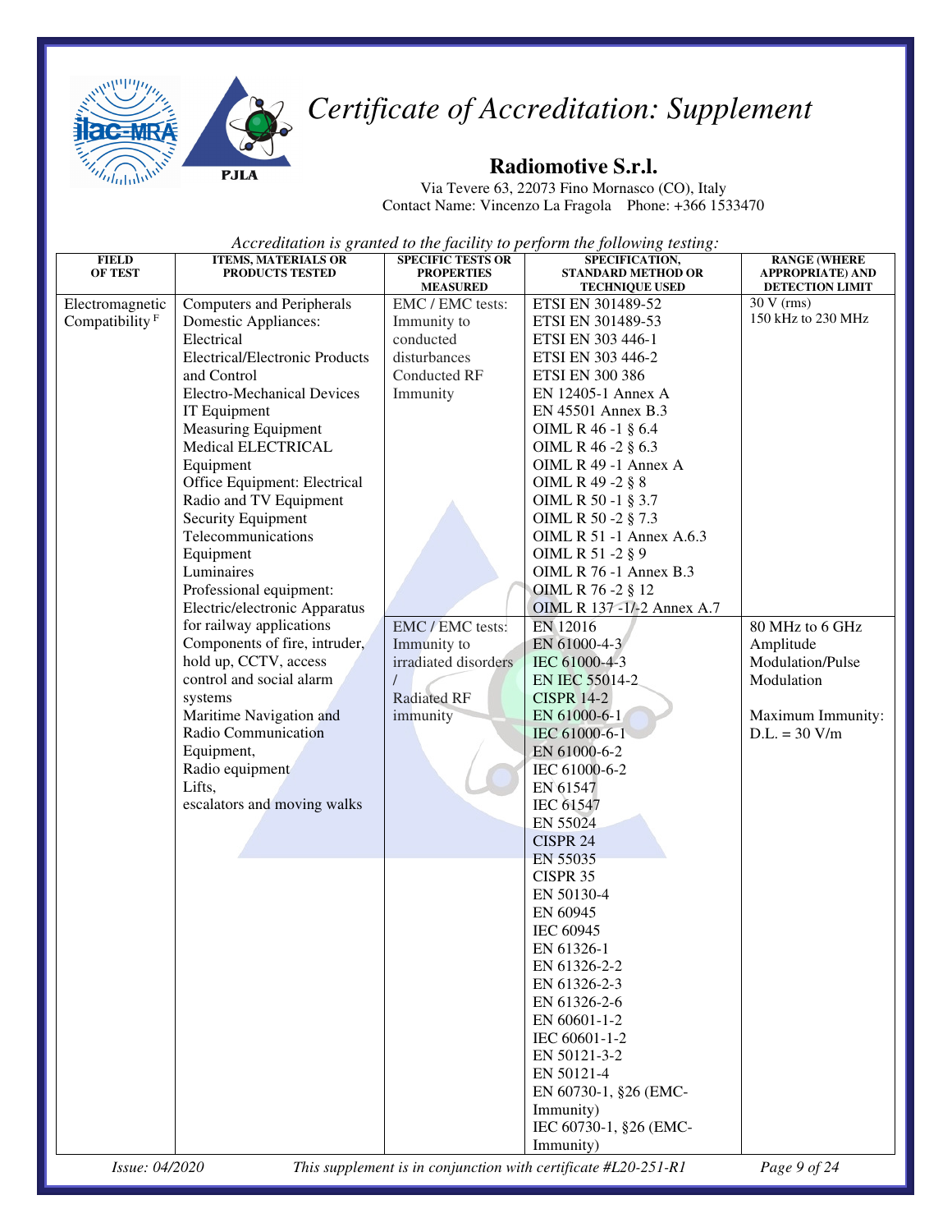# Certificate of Accreditation: Supplement

## Radiomotive S.r.l.

Via Tevere 63, 22073 Fino Mornasco (CO), Italy
Contact Name: Vincenzo La Fragola Phone: +366 1533470

*Accreditation is granted to the facility to perform the following testing:*

| FIELD OF TEST | ITEMS, MATERIALS OR PRODUCTS TESTED | SPECIFIC TESTS OR PROPERTIES MEASURED | SPECIFICATION, STANDARD METHOD OR TECHNIQUE USED | RANGE (WHERE APPROPRIATE) AND DETECTION LIMIT |
|---|---|---|---|---|
| Electromagnetic Compatibility [F] | Computers and Peripherals<br>Domestic Appliances: Electrical<br>Electrical/Electronic Products and Control<br>Electro-Mechanical Devices<br>IT Equipment<br>Measuring Equipment<br>Medical ELECTRICAL Equipment<br>Office Equipment: Electrical<br>Radio and TV Equipment<br>Security Equipment<br>Telecommunications Equipment<br>Luminaires<br>Professional equipment: Electric/electronic Apparatus for railway applications<br>Components of fire, intruder, hold up, CCTV, access control and social alarm systems<br>Maritime Navigation and Radio Communication Equipment,<br>Radio equipment<br>Lifts,<br>escalators and moving walks | EMC / EMC tests: Immunity to conducted disturbances Conducted RF Immunity | ETSI EN 301489-52<br>ETSI EN 301489-53<br>ETSI EN 303 446-1<br>ETSI EN 303 446-2<br>ETSI EN 300 386<br>EN 12405-1 Annex A<br>EN 45501 Annex B.3<br>OIML R 46 -1 § 6.4<br>OIML R 46 -2 § 6.3<br>OIML R 49 -1 Annex A<br>OIML R 49 -2 § 8<br>OIML R 50 -1 § 3.7<br>OIML R 50 -2 § 7.3<br>OIML R 51 -1 Annex A.6.3<br>OIML R 51 -2 § 9<br>OIML R 76 -1 Annex B.3<br>OIML R 76 -2 § 12<br>OIML R 137 -1/-2 Annex A.7 | 30 V (rms)<br>150 kHz to 230 MHz |
| | | EMC / EMC tests: Immunity to irradiated disorders / Radiated RF immunity | EN 12016<br>EN 61000-4-3<br>IEC 61000-4-3<br>EN IEC 55014-2<br>CISPR 14-2<br>EN 61000-6-1<br>IEC 61000-6-1<br>EN 61000-6-2<br>IEC 61000-6-2<br>EN 61547<br>IEC 61547<br>EN 55024<br>CISPR 24<br>EN 55035<br>CISPR 35<br>EN 50130-4<br>EN 60945<br>IEC 60945<br>EN 61326-1<br>EN 61326-2-2<br>EN 61326-2-3<br>EN 61326-2-6<br>EN 60601-1-2<br>IEC 60601-1-2<br>EN 50121-3-2<br>EN 50121-4<br>EN 60730-1, §26 (EMC-Immunity)<br>IEC 60730-1, §26 (EMC-Immunity) | 80 MHz to 6 GHz<br>Amplitude Modulation/Pulse Modulation<br><br>Maximum Immunity: D.L. = 30 V/m |

Issue: 04/2020 — This supplement is in conjunction with certificate #L20-251-R1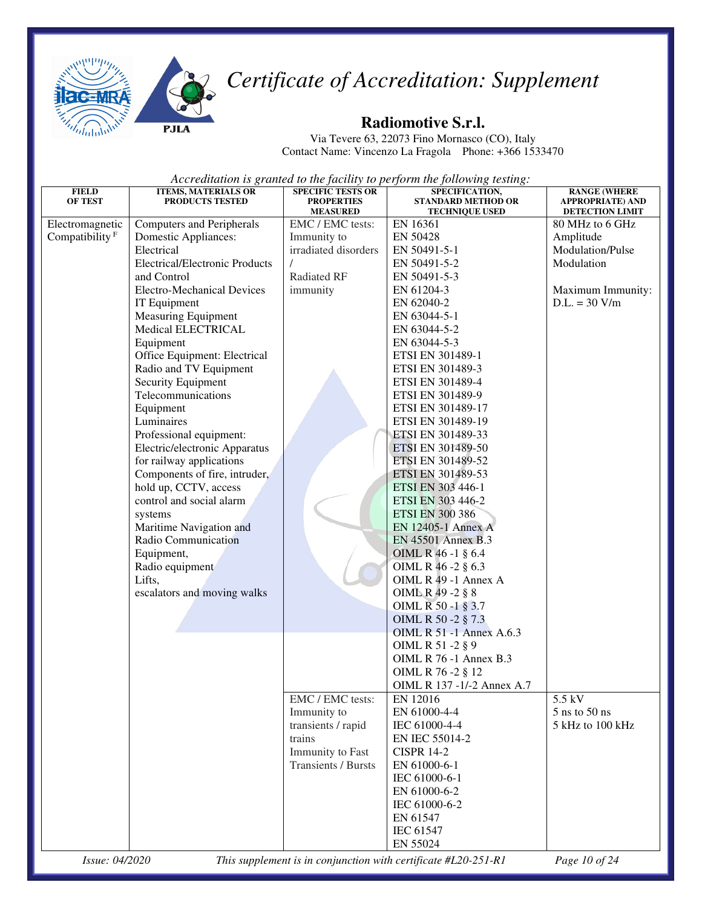# Certificate of Accreditation: Supplement

## Radiomotive S.r.l.

Via Tevere 63, 22073 Fino Mornasco (CO), Italy
Contact Name: Vincenzo La Fragola Phone: +366 1533470

*Accreditation is granted to the facility to perform the following testing:*

| FIELD OF TEST | ITEMS, MATERIALS OR PRODUCTS TESTED | SPECIFIC TESTS OR PROPERTIES MEASURED | SPECIFICATION, STANDARD METHOD OR TECHNIQUE USED | RANGE (WHERE APPROPRIATE) AND DETECTION LIMIT |
|---|---|---|---|---|
| Electromagnetic Compatibility [F] | Computers and Peripherals<br>Domestic Appliances: Electrical<br>Electrical/Electronic Products and Control<br>Electro-Mechanical Devices<br>IT Equipment<br>Measuring Equipment<br>Medical ELECTRICAL Equipment<br>Office Equipment: Electrical<br>Radio and TV Equipment<br>Security Equipment<br>Telecommunications Equipment<br>Luminaires<br>Professional equipment: Electric/electronic Apparatus for railway applications<br>Components of fire, intruder, hold up, CCTV, access control and social alarm systems<br>Maritime Navigation and Radio Communication Equipment,<br>Radio equipment<br>Lifts,<br>escalators and moving walks | EMC / EMC tests: Immunity to irradiated disorders / Radiated RF immunity | EN 16361<br>EN 50428<br>EN 50491-5-1<br>EN 50491-5-2<br>EN 50491-5-3<br>EN 61204-3<br>EN 62040-2<br>EN 63044-5-1<br>EN 63044-5-2<br>EN 63044-5-3<br>ETSI EN 301489-1<br>ETSI EN 301489-3<br>ETSI EN 301489-4<br>ETSI EN 301489-9<br>ETSI EN 301489-17<br>ETSI EN 301489-19<br>ETSI EN 301489-33<br>ETSI EN 301489-50<br>ETSI EN 301489-52<br>ETSI EN 301489-53<br>ETSI EN 303 446-1<br>ETSI EN 303 446-2<br>ETSI EN 300 386<br>EN 12405-1 Annex A<br>EN 45501 Annex B.3<br>OIML R 46 -1 § 6.4<br>OIML R 46 -2 § 6.3<br>OIML R 49 -1 Annex A<br>OIML R 49 -2 § 8<br>OIML R 50 -1 § 3.7<br>OIML R 50 -2 § 7.3<br>OIML R 51 -1 Annex A.6.3<br>OIML R 51 -2 § 9<br>OIML R 76 -1 Annex B.3<br>OIML R 76 -2 § 12<br>OIML R 137 -1/-2 Annex A.7 | 80 MHz to 6 GHz Amplitude Modulation/Pulse Modulation<br><br>Maximum Immunity: D.L. = 30 V/m |
| | | EMC / EMC tests: Immunity to transients / rapid trains<br>Immunity to Fast Transients / Bursts | EN 12016<br>EN 61000-4-4<br>IEC 61000-4-4<br>EN IEC 55014-2<br>CISPR 14-2<br>EN 61000-6-1<br>IEC 61000-6-1<br>EN 61000-6-2<br>IEC 61000-6-2<br>EN 61547<br>IEC 61547<br>EN 55024 | 5.5 kV<br>5 ns to 50 ns<br>5 kHz to 100 kHz |

*Issue: 04/2020* *This supplement is in conjunction with certificate #L20-251-R1*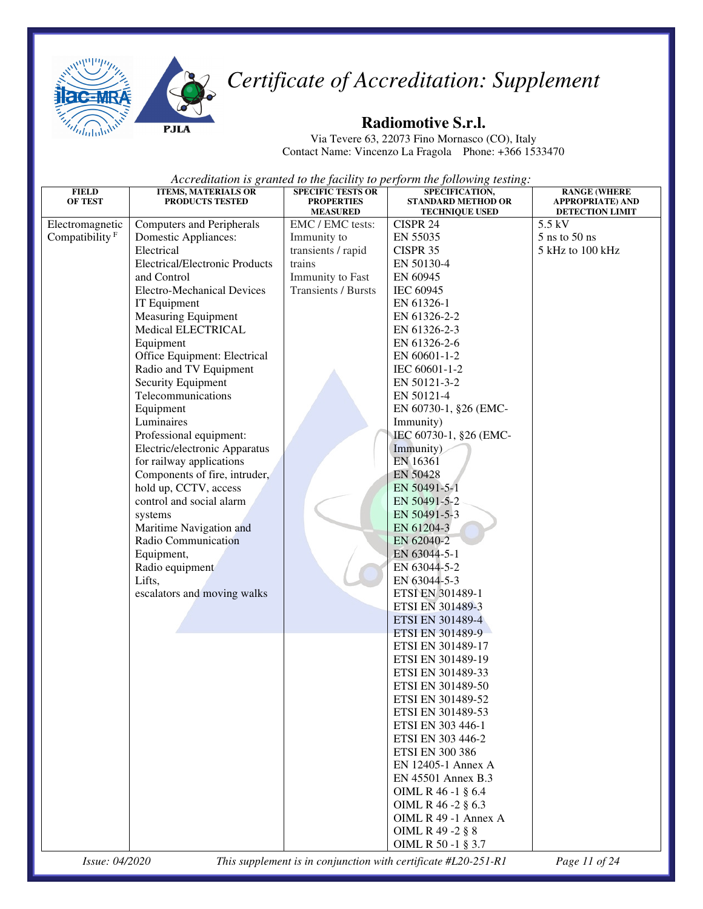# Certificate of Accreditation: Supplement

## Radiomotive S.r.l.

Via Tevere 63, 22073 Fino Mornasco (CO), Italy
Contact Name: Vincenzo La Fragola Phone: +366 1533470

*Accreditation is granted to the facility to perform the following testing:*

| FIELD OF TEST | ITEMS, MATERIALS OR PRODUCTS TESTED | SPECIFIC TESTS OR PROPERTIES MEASURED | SPECIFICATION, STANDARD METHOD OR TECHNIQUE USED | RANGE (WHERE APPROPRIATE) AND DETECTION LIMIT |
|---|---|---|---|---|
| Electromagnetic Compatibility [F] | Computers and Peripherals<br>Domestic Appliances: Electrical<br>Electrical/Electronic Products and Control<br>Electro-Mechanical Devices<br>IT Equipment<br>Measuring Equipment<br>Medical ELECTRICAL Equipment<br>Office Equipment: Electrical<br>Radio and TV Equipment<br>Security Equipment<br>Telecommunications Equipment<br>Luminaires<br>Professional equipment: Electric/electronic Apparatus for railway applications<br>Components of fire, intruder, hold up, CCTV, access control and social alarm systems<br>Maritime Navigation and Radio Communication Equipment,<br>Radio equipment<br>Lifts,<br>escalators and moving walks | EMC / EMC tests: Immunity to transients / rapid trains<br>Immunity to Fast Transients / Bursts | CISPR 24<br>EN 55035<br>CISPR 35<br>EN 50130-4<br>EN 60945<br>IEC 60945<br>EN 61326-1<br>EN 61326-2-2<br>EN 61326-2-3<br>EN 61326-2-6<br>EN 60601-1-2<br>IEC 60601-1-2<br>EN 50121-3-2<br>EN 50121-4<br>EN 60730-1, §26 (EMC-Immunity)<br>IEC 60730-1, §26 (EMC-Immunity)<br>EN 16361<br>EN 50428<br>EN 50491-5-1<br>EN 50491-5-2<br>EN 50491-5-3<br>EN 61204-3<br>EN 62040-2<br>EN 63044-5-1<br>EN 63044-5-2<br>EN 63044-5-3<br>ETSI EN 301489-1<br>ETSI EN 301489-3<br>ETSI EN 301489-4<br>ETSI EN 301489-9<br>ETSI EN 301489-17<br>ETSI EN 301489-19<br>ETSI EN 301489-33<br>ETSI EN 301489-50<br>ETSI EN 301489-52<br>ETSI EN 301489-53<br>ETSI EN 303 446-1<br>ETSI EN 303 446-2<br>ETSI EN 300 386<br>EN 12405-1 Annex A<br>EN 45501 Annex B.3<br>OIML R 46 -1 § 6.4<br>OIML R 46 -2 § 6.3<br>OIML R 49 -1 Annex A<br>OIML R 49 -2 § 8<br>OIML R 50 -1 § 3.7 | 5.5 kV<br>5 ns to 50 ns<br>5 kHz to 100 kHz |

*Issue: 04/2020* *This supplement is in conjunction with certificate #L20-251-R1*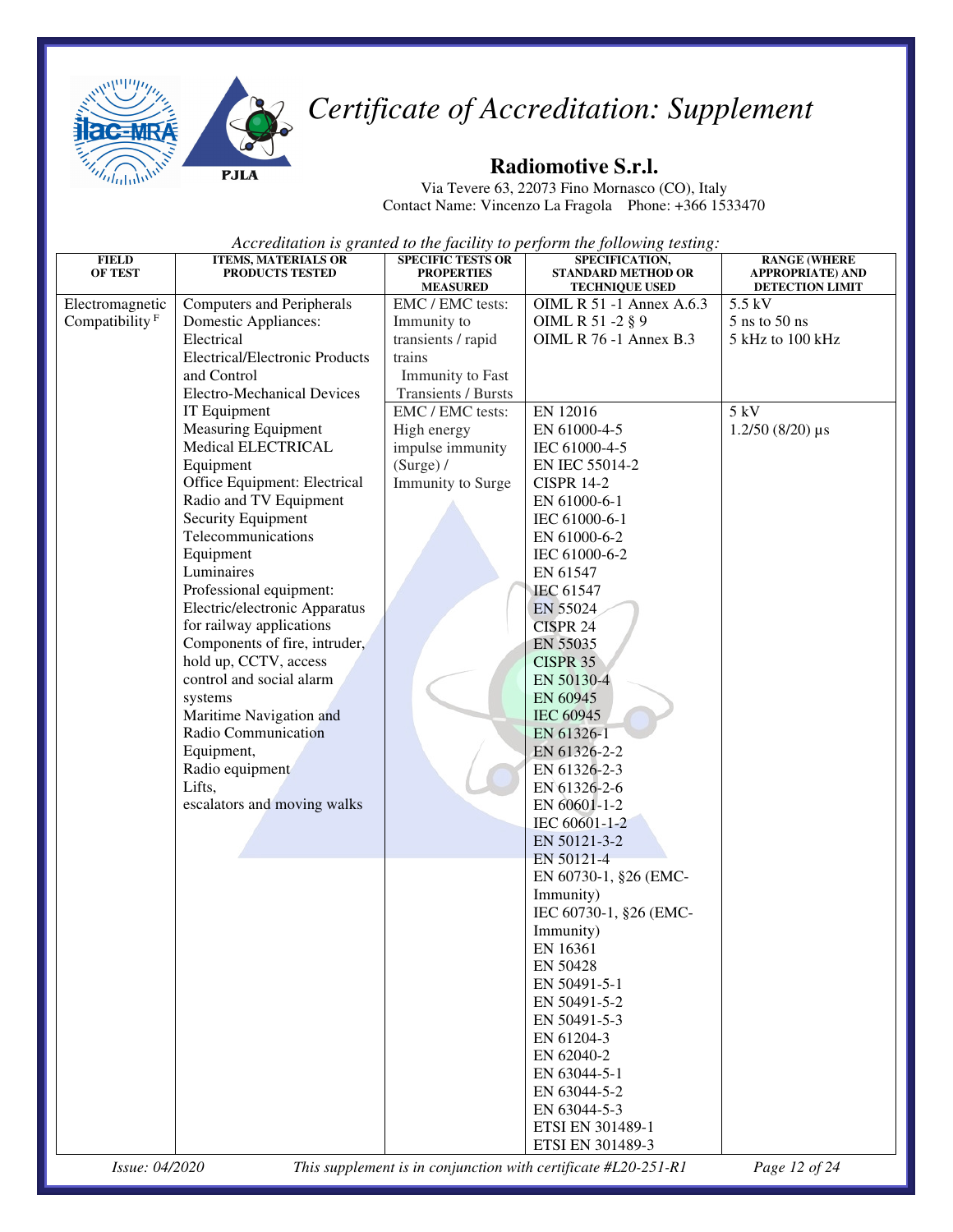# Certificate of Accreditation: Supplement

## Radiomotive S.r.l.

Via Tevere 63, 22073 Fino Mornasco (CO), Italy
Contact Name: Vincenzo La Fragola Phone: +366 1533470

*Accreditation is granted to the facility to perform the following testing:*

| FIELD OF TEST | ITEMS, MATERIALS OR PRODUCTS TESTED | SPECIFIC TESTS OR PROPERTIES MEASURED | SPECIFICATION, STANDARD METHOD OR TECHNIQUE USED | RANGE (WHERE APPROPRIATE) AND DETECTION LIMIT |
|---|---|---|---|---|
| Electromagnetic Compatibility [F] | Computers and Peripherals<br>Domestic Appliances: Electrical<br>Electrical/Electronic Products and Control<br>Electro-Mechanical Devices<br>IT Equipment<br>Measuring Equipment<br>Medical ELECTRICAL Equipment<br>Office Equipment: Electrical<br>Radio and TV Equipment<br>Security Equipment<br>Telecommunications Equipment<br>Luminaires<br>Professional equipment: Electric/electronic Apparatus for railway applications<br>Components of fire, intruder, hold up, CCTV, access control and social alarm systems<br>Maritime Navigation and Radio Communication Equipment,<br>Radio equipment<br>Lifts,<br>escalators and moving walks | EMC / EMC tests: Immunity to transients / rapid trains<br>Immunity to Fast Transients / Bursts | OIML R 51 -1 Annex A.6.3<br>OIML R 51 -2 § 9<br>OIML R 76 -1 Annex B.3 | 5.5 kV<br>5 ns to 50 ns<br>5 kHz to 100 kHz |
| | | EMC / EMC tests: High energy impulse immunity (Surge) / Immunity to Surge | EN 12016<br>EN 61000-4-5<br>IEC 61000-4-5<br>EN IEC 55014-2<br>CISPR 14-2<br>EN 61000-6-1<br>IEC 61000-6-1<br>EN 61000-6-2<br>IEC 61000-6-2<br>EN 61547<br>IEC 61547<br>EN 55024<br>CISPR 24<br>EN 55035<br>CISPR 35<br>EN 50130-4<br>EN 60945<br>IEC 60945<br>EN 61326-1<br>EN 61326-2-2<br>EN 61326-2-3<br>EN 61326-2-6<br>EN 60601-1-2<br>IEC 60601-1-2<br>EN 50121-3-2<br>EN 50121-4<br>EN 60730-1, §26 (EMC-Immunity)<br>IEC 60730-1, §26 (EMC-Immunity)<br>EN 16361<br>EN 50428<br>EN 50491-5-1<br>EN 50491-5-2<br>EN 50491-5-3<br>EN 61204-3<br>EN 62040-2<br>EN 63044-5-1<br>EN 63044-5-2<br>EN 63044-5-3<br>ETSI EN 301489-1<br>ETSI EN 301489-3 | 5 kV<br>1.2/50 (8/20) µs |

*Issue: 04/2020* — *This supplement is in conjunction with certificate #L20-251-R1*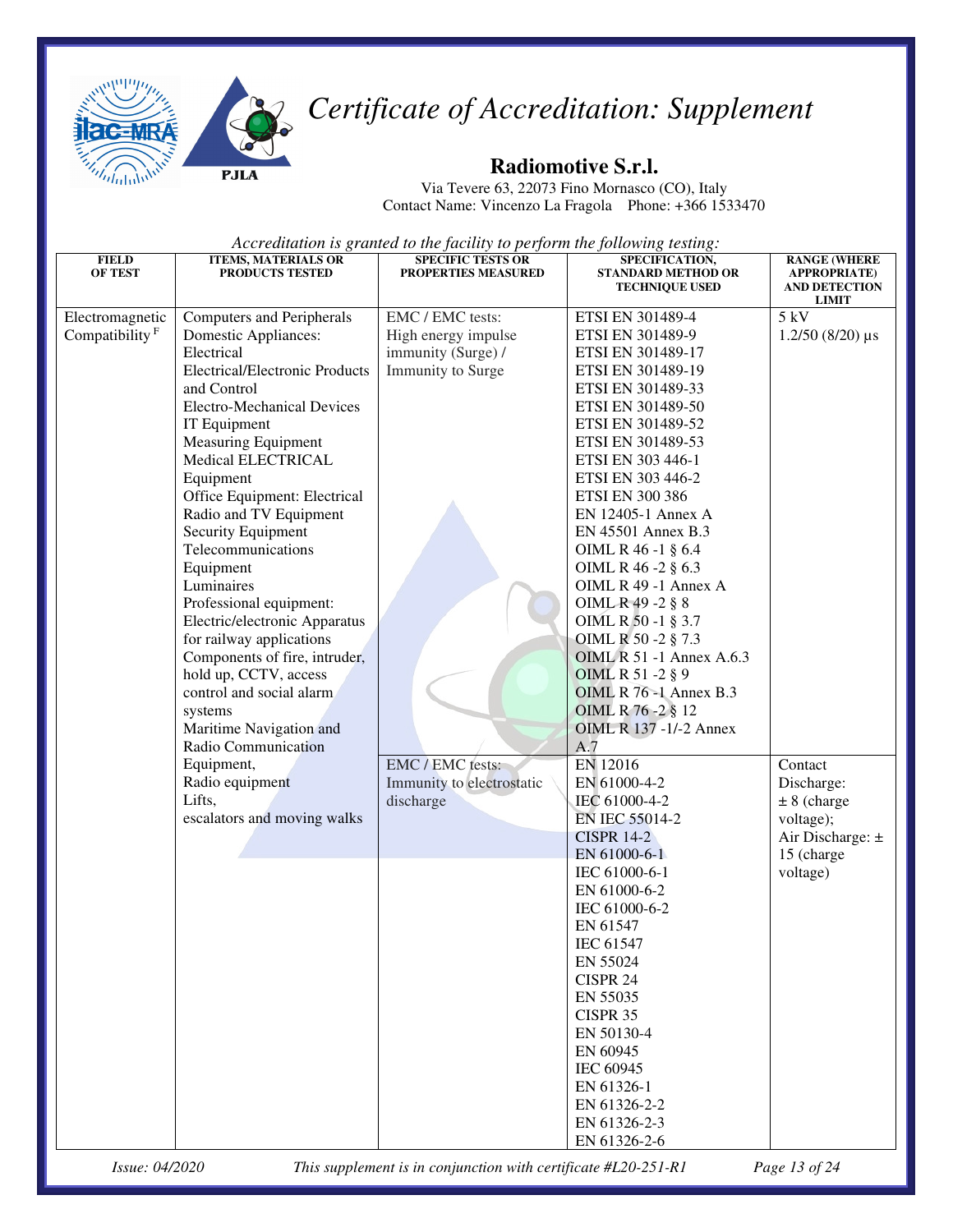# *Certificate of Accreditation: Supplement*

## Radiomotive S.r.l.

Via Tevere 63, 22073 Fino Mornasco (CO), Italy
Contact Name: Vincenzo La Fragola Phone: +366 1533470

*Accreditation is granted to the facility to perform the following testing:*

| FIELD OF TEST | ITEMS, MATERIALS OR PRODUCTS TESTED | SPECIFIC TESTS OR PROPERTIES MEASURED | SPECIFICATION, STANDARD METHOD OR TECHNIQUE USED | RANGE (WHERE APPROPRIATE) AND DETECTION LIMIT |
|---|---|---|---|---|
| Electromagnetic Compatibility [F] | Computers and Peripherals<br>Domestic Appliances: Electrical<br>Electrical/Electronic Products and Control<br>Electro-Mechanical Devices<br>IT Equipment<br>Measuring Equipment<br>Medical ELECTRICAL Equipment<br>Office Equipment: Electrical<br>Radio and TV Equipment<br>Security Equipment<br>Telecommunications Equipment<br>Luminaires<br>Professional equipment: Electric/electronic Apparatus for railway applications<br>Components of fire, intruder, hold up, CCTV, access control and social alarm systems<br>Maritime Navigation and Radio Communication Equipment,<br>Radio equipment<br>Lifts,<br>escalators and moving walks | EMC / EMC tests: High energy impulse immunity (Surge) / Immunity to Surge | ETSI EN 301489-4<br>ETSI EN 301489-9<br>ETSI EN 301489-17<br>ETSI EN 301489-19<br>ETSI EN 301489-33<br>ETSI EN 301489-50<br>ETSI EN 301489-52<br>ETSI EN 301489-53<br>ETSI EN 303 446-1<br>ETSI EN 303 446-2<br>ETSI EN 300 386<br>EN 12405-1 Annex A<br>EN 45501 Annex B.3<br>OIML R 46 -1 § 6.4<br>OIML R 46 -2 § 6.3<br>OIML R 49 -1 Annex A<br>OIML R 49 -2 § 8<br>OIML R 50 -1 § 3.7<br>OIML R 50 -2 § 7.3<br>OIML R 51 -1 Annex A.6.3<br>OIML R 51 -2 § 9<br>OIML R 76 -1 Annex B.3<br>OIML R 76 -2 § 12<br>OIML R 137 -1/-2 Annex A.7 | 5 kV<br>1.2/50 (8/20) µs |
| | | EMC / EMC tests: Immunity to electrostatic discharge | EN 12016<br>EN 61000-4-2<br>IEC 61000-4-2<br>EN IEC 55014-2<br>CISPR 14-2<br>EN 61000-6-1<br>IEC 61000-6-1<br>EN 61000-6-2<br>IEC 61000-6-2<br>EN 61547<br>IEC 61547<br>EN 55024<br>CISPR 24<br>EN 55035<br>CISPR 35<br>EN 50130-4<br>EN 60945<br>IEC 60945<br>EN 61326-1<br>EN 61326-2-2<br>EN 61326-2-3<br>EN 61326-2-6 | Contact Discharge: ± 8 (charge voltage);<br>Air Discharge: ± 15 (charge voltage) |

*Issue: 04/2020* *This supplement is in conjunction with certificate #L20-251-R1*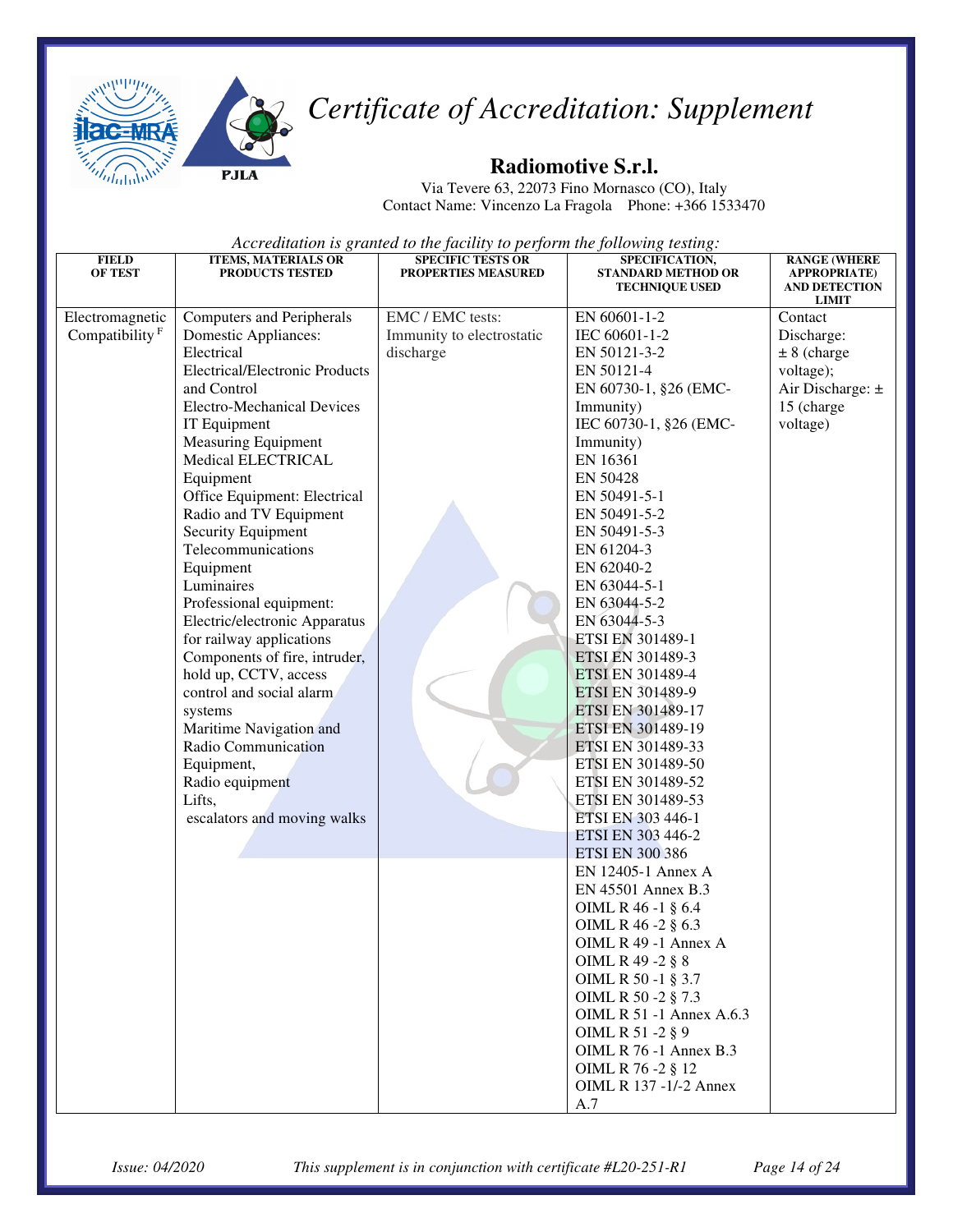# Certificate of Accreditation: Supplement

## Radiomotive S.r.l.

Via Tevere 63, 22073 Fino Mornasco (CO), Italy
Contact Name: Vincenzo La Fragola Phone: +366 1533470

*Accreditation is granted to the facility to perform the following testing:*

| FIELD OF TEST | ITEMS, MATERIALS OR PRODUCTS TESTED | SPECIFIC TESTS OR PROPERTIES MEASURED | SPECIFICATION, STANDARD METHOD OR TECHNIQUE USED | RANGE (WHERE APPROPRIATE) AND DETECTION LIMIT |
|---|---|---|---|---|
| Electromagnetic Compatibility [F] | Computers and Peripherals<br>Domestic Appliances: Electrical<br>Electrical/Electronic Products and Control<br>Electro-Mechanical Devices<br>IT Equipment<br>Measuring Equipment<br>Medical ELECTRICAL Equipment<br>Office Equipment: Electrical<br>Radio and TV Equipment<br>Security Equipment<br>Telecommunications Equipment<br>Luminaires<br>Professional equipment: Electric/electronic Apparatus for railway applications<br>Components of fire, intruder, hold up, CCTV, access control and social alarm systems<br>Maritime Navigation and Radio Communication Equipment,<br>Radio equipment<br>Lifts,<br>escalators and moving walks | EMC / EMC tests: Immunity to electrostatic discharge | EN 60601-1-2<br>IEC 60601-1-2<br>EN 50121-3-2<br>EN 50121-4<br>EN 60730-1, §26 (EMC-Immunity)<br>IEC 60730-1, §26 (EMC-Immunity)<br>EN 16361<br>EN 50428<br>EN 50491-5-1<br>EN 50491-5-2<br>EN 50491-5-3<br>EN 61204-3<br>EN 62040-2<br>EN 63044-5-1<br>EN 63044-5-2<br>EN 63044-5-3<br>ETSI EN 301489-1<br>ETSI EN 301489-3<br>ETSI EN 301489-4<br>ETSI EN 301489-9<br>ETSI EN 301489-17<br>ETSI EN 301489-19<br>ETSI EN 301489-33<br>ETSI EN 301489-50<br>ETSI EN 301489-52<br>ETSI EN 301489-53<br>ETSI EN 303 446-1<br>ETSI EN 303 446-2<br>ETSI EN 300 386<br>EN 12405-1 Annex A<br>EN 45501 Annex B.3<br>OIML R 46 -1 § 6.4<br>OIML R 46 -2 § 6.3<br>OIML R 49 -1 Annex A<br>OIML R 49 -2 § 8<br>OIML R 50 -1 § 3.7<br>OIML R 50 -2 § 7.3<br>OIML R 51 -1 Annex A.6.3<br>OIML R 51 -2 § 9<br>OIML R 76 -1 Annex B.3<br>OIML R 76 -2 § 12<br>OIML R 137 -1/-2 Annex A.7 | Contact Discharge: ± 8 (charge voltage);<br>Air Discharge: ± 15 (charge voltage) |

*Issue: 04/2020* *This supplement is in conjunction with certificate #L20-251-R1*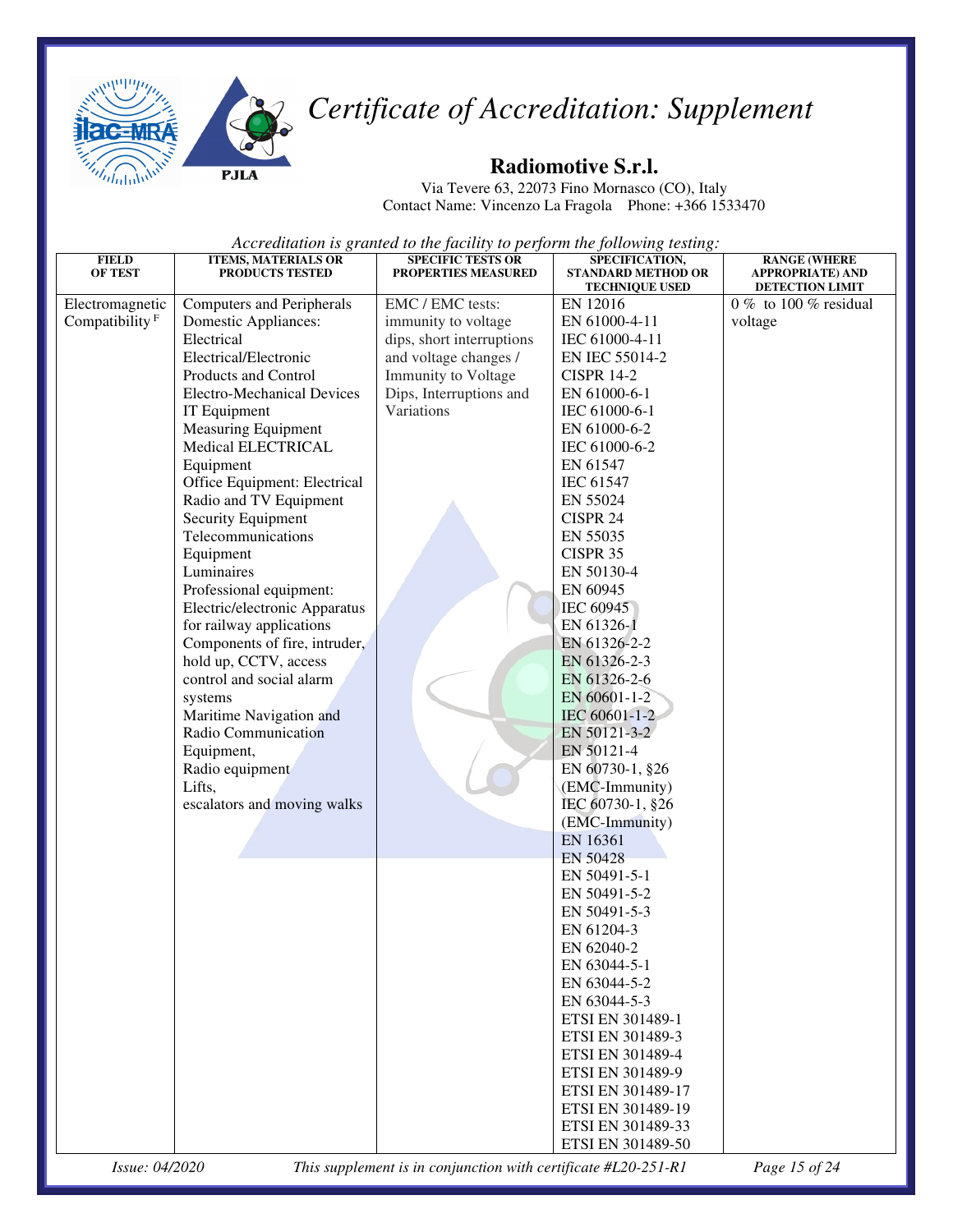# Certificate of Accreditation: Supplement

## Radiomotive S.r.l.

Via Tevere 63, 22073 Fino Mornasco (CO), Italy
Contact Name: Vincenzo La Fragola Phone: +366 1533470

*Accreditation is granted to the facility to perform the following testing:*

| FIELD OF TEST | ITEMS, MATERIALS OR PRODUCTS TESTED | SPECIFIC TESTS OR PROPERTIES MEASURED | SPECIFICATION, STANDARD METHOD OR TECHNIQUE USED | RANGE (WHERE APPROPRIATE) AND DETECTION LIMIT |
|---|---|---|---|---|
| Electromagnetic Compatibility [F] | Computers and Peripherals<br>Domestic Appliances: Electrical<br>Electrical/Electronic Products and Control<br>Electro-Mechanical Devices<br>IT Equipment<br>Measuring Equipment<br>Medical ELECTRICAL Equipment<br>Office Equipment: Electrical<br>Radio and TV Equipment<br>Security Equipment<br>Telecommunications Equipment<br>Luminaires<br>Professional equipment: Electric/electronic Apparatus for railway applications<br>Components of fire, intruder, hold up, CCTV, access control and social alarm systems<br>Maritime Navigation and Radio Communication Equipment,<br>Radio equipment<br>Lifts,<br>escalators and moving walks | EMC / EMC tests: immunity to voltage dips, short interruptions and voltage changes / Immunity to Voltage Dips, Interruptions and Variations | EN 12016<br>EN 61000-4-11<br>IEC 61000-4-11<br>EN IEC 55014-2<br>CISPR 14-2<br>EN 61000-6-1<br>IEC 61000-6-1<br>EN 61000-6-2<br>IEC 61000-6-2<br>EN 61547<br>IEC 61547<br>EN 55024<br>CISPR 24<br>EN 55035<br>CISPR 35<br>EN 50130-4<br>EN 60945<br>IEC 60945<br>EN 61326-1<br>EN 61326-2-2<br>EN 61326-2-3<br>EN 61326-2-6<br>EN 60601-1-2<br>IEC 60601-1-2<br>EN 50121-3-2<br>EN 50121-4<br>EN 60730-1, §26 (EMC-Immunity)<br>IEC 60730-1, §26 (EMC-Immunity)<br>EN 16361<br>EN 50428<br>EN 50491-5-1<br>EN 50491-5-2<br>EN 50491-5-3<br>EN 61204-3<br>EN 62040-2<br>EN 63044-5-1<br>EN 63044-5-2<br>EN 63044-5-3<br>ETSI EN 301489-1<br>ETSI EN 301489-3<br>ETSI EN 301489-4<br>ETSI EN 301489-9<br>ETSI EN 301489-17<br>ETSI EN 301489-19<br>ETSI EN 301489-33<br>ETSI EN 301489-50 | 0 % to 100 % residual voltage |

*Issue: 04/2020* *This supplement is in conjunction with certificate #L20-251-R1*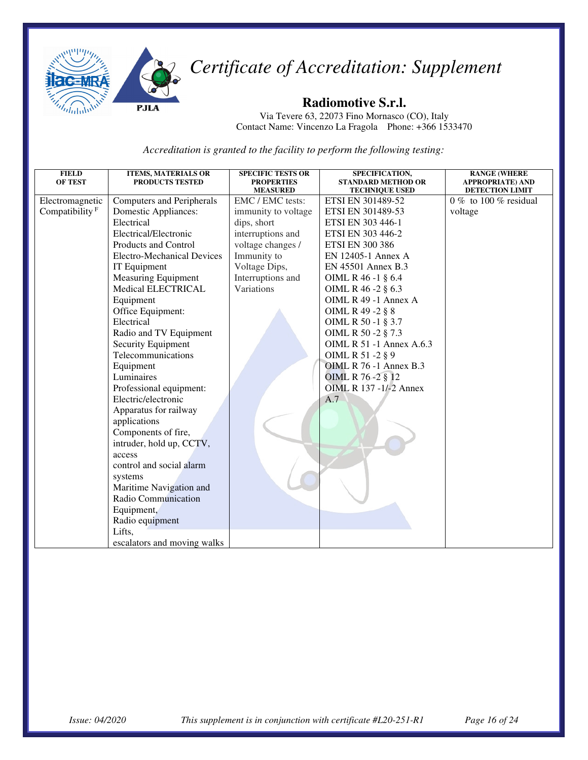# *Certificate of Accreditation: Supplement*

**Radiomotive S.r.l.**
Via Tevere 63, 22073 Fino Mornasco (CO), Italy
Contact Name: Vincenzo La Fragola Phone: +366 1533470

*Accreditation is granted to the facility to perform the following testing:*

| FIELD OF TEST | ITEMS, MATERIALS OR PRODUCTS TESTED | SPECIFIC TESTS OR PROPERTIES MEASURED | SPECIFICATION, STANDARD METHOD OR TECHNIQUE USED | RANGE (WHERE APPROPRIATE) AND DETECTION LIMIT |
|---|---|---|---|---|
| Electromagnetic Compatibility [F] | Computers and Peripherals<br>Domestic Appliances: Electrical<br>Electrical/Electronic Products and Control<br>Electro-Mechanical Devices<br>IT Equipment<br>Measuring Equipment<br>Medical ELECTRICAL Equipment<br>Office Equipment: Electrical<br>Radio and TV Equipment<br>Security Equipment<br>Telecommunications Equipment<br>Luminaires<br>Professional equipment: Electric/electronic<br>Apparatus for railway applications<br>Components of fire, intruder, hold up, CCTV, access control and social alarm systems<br>Maritime Navigation and Radio Communication Equipment,<br>Radio equipment<br>Lifts, escalators and moving walks | EMC / EMC tests: immunity to voltage dips, short interruptions and voltage changes / Immunity to Voltage Dips, Interruptions and Variations | ETSI EN 301489-52<br>ETSI EN 301489-53<br>ETSI EN 303 446-1<br>ETSI EN 303 446-2<br>ETSI EN 300 386<br>EN 12405-1 Annex A<br>EN 45501 Annex B.3<br>OIML R 46 -1 § 6.4<br>OIML R 46 -2 § 6.3<br>OIML R 49 -1 Annex A<br>OIML R 49 -2 § 8<br>OIML R 50 -1 § 3.7<br>OIML R 50 -2 § 7.3<br>OIML R 51 -1 Annex A.6.3<br>OIML R 51 -2 § 9<br>OIML R 76 -1 Annex B.3<br>OIML R 76 -2 § 12<br>OIML R 137 -1/-2 Annex A.7 | 0 % to 100 % residual voltage |

*Issue: 04/2020* *This supplement is in conjunction with certificate #L20-251-R1*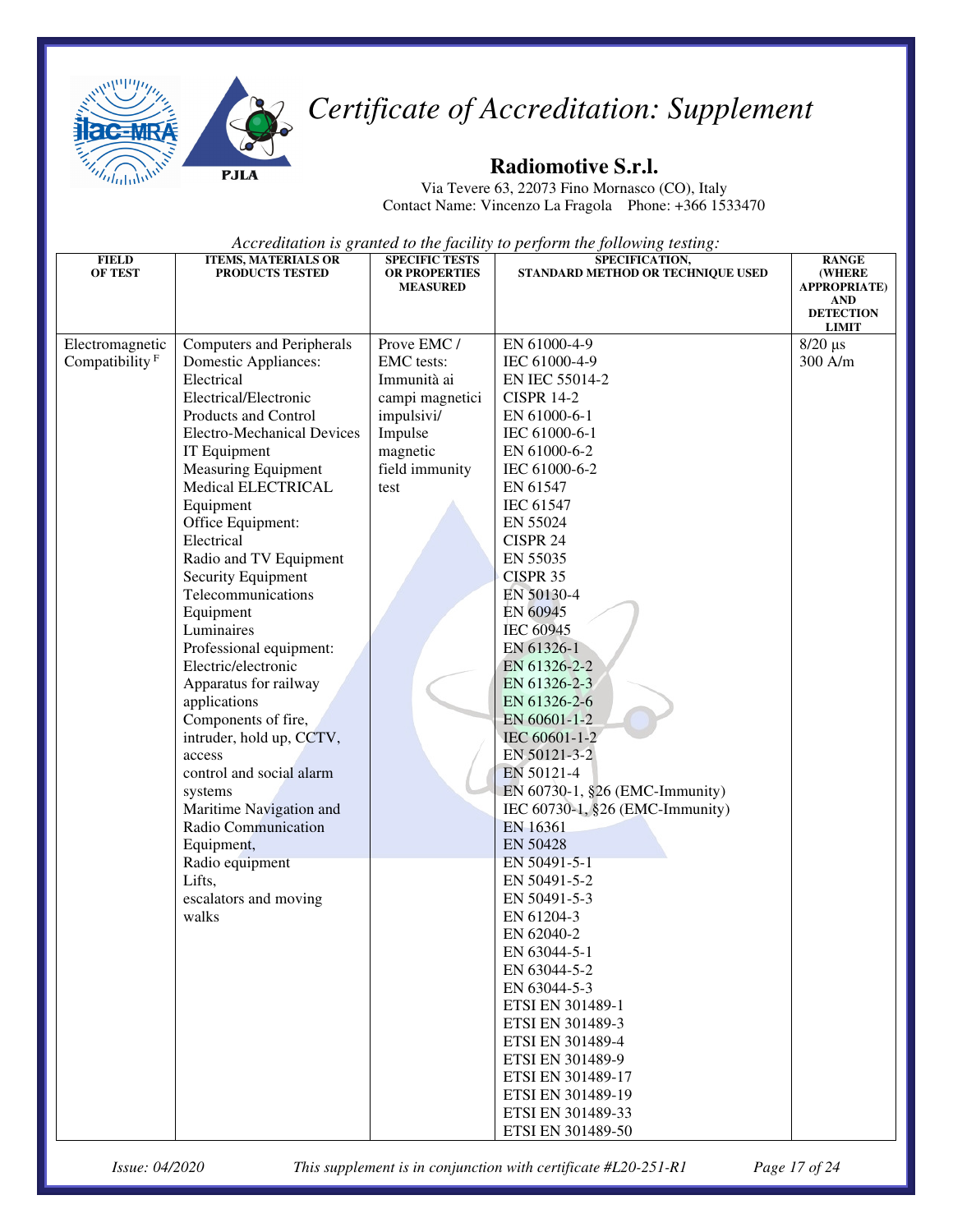# Certificate of Accreditation: Supplement

## Radiomotive S.r.l.

Via Tevere 63, 22073 Fino Mornasco (CO), Italy
Contact Name: Vincenzo La Fragola Phone: +366 1533470

*Accreditation is granted to the facility to perform the following testing:*

| FIELD OF TEST | ITEMS, MATERIALS OR PRODUCTS TESTED | SPECIFIC TESTS OR PROPERTIES MEASURED | SPECIFICATION, STANDARD METHOD OR TECHNIQUE USED | RANGE (WHERE APPROPRIATE) AND DETECTION LIMIT |
|---|---|---|---|---|
| Electromagnetic Compatibility [F] | Computers and Peripherals<br>Domestic Appliances: Electrical<br>Electrical/Electronic Products and Control<br>Electro-Mechanical Devices<br>IT Equipment<br>Measuring Equipment<br>Medical ELECTRICAL Equipment<br>Office Equipment: Electrical<br>Radio and TV Equipment<br>Security Equipment<br>Telecommunications Equipment<br>Luminaires<br>Professional equipment: Electric/electronic<br>Apparatus for railway applications<br>Components of fire, intruder, hold up, CCTV, access control and social alarm systems<br>Maritime Navigation and Radio Communication Equipment,<br>Radio equipment<br>Lifts, escalators and moving walks | Prove EMC / EMC tests: Immunità ai campi magnetici impulsivi/ Impulse magnetic field immunity test | EN 61000-4-9<br>IEC 61000-4-9<br>EN IEC 55014-2<br>CISPR 14-2<br>EN 61000-6-1<br>IEC 61000-6-1<br>EN 61000-6-2<br>IEC 61000-6-2<br>EN 61547<br>IEC 61547<br>EN 55024<br>CISPR 24<br>EN 55035<br>CISPR 35<br>EN 50130-4<br>EN 60945<br>IEC 60945<br>EN 61326-1<br>EN 61326-2-2<br>EN 61326-2-3<br>EN 61326-2-6<br>EN 60601-1-2<br>IEC 60601-1-2<br>EN 50121-3-2<br>EN 50121-4<br>EN 60730-1, §26 (EMC-Immunity)<br>IEC 60730-1, §26 (EMC-Immunity)<br>EN 16361<br>EN 50428<br>EN 50491-5-1<br>EN 50491-5-2<br>EN 50491-5-3<br>EN 61204-3<br>EN 62040-2<br>EN 63044-5-1<br>EN 63044-5-2<br>EN 63044-5-3<br>ETSI EN 301489-1<br>ETSI EN 301489-3<br>ETSI EN 301489-4<br>ETSI EN 301489-9<br>ETSI EN 301489-17<br>ETSI EN 301489-19<br>ETSI EN 301489-33<br>ETSI EN 301489-50 | 8/20 µs<br>300 A/m |

*Issue: 04/2020* *This supplement is in conjunction with certificate #L20-251-R1*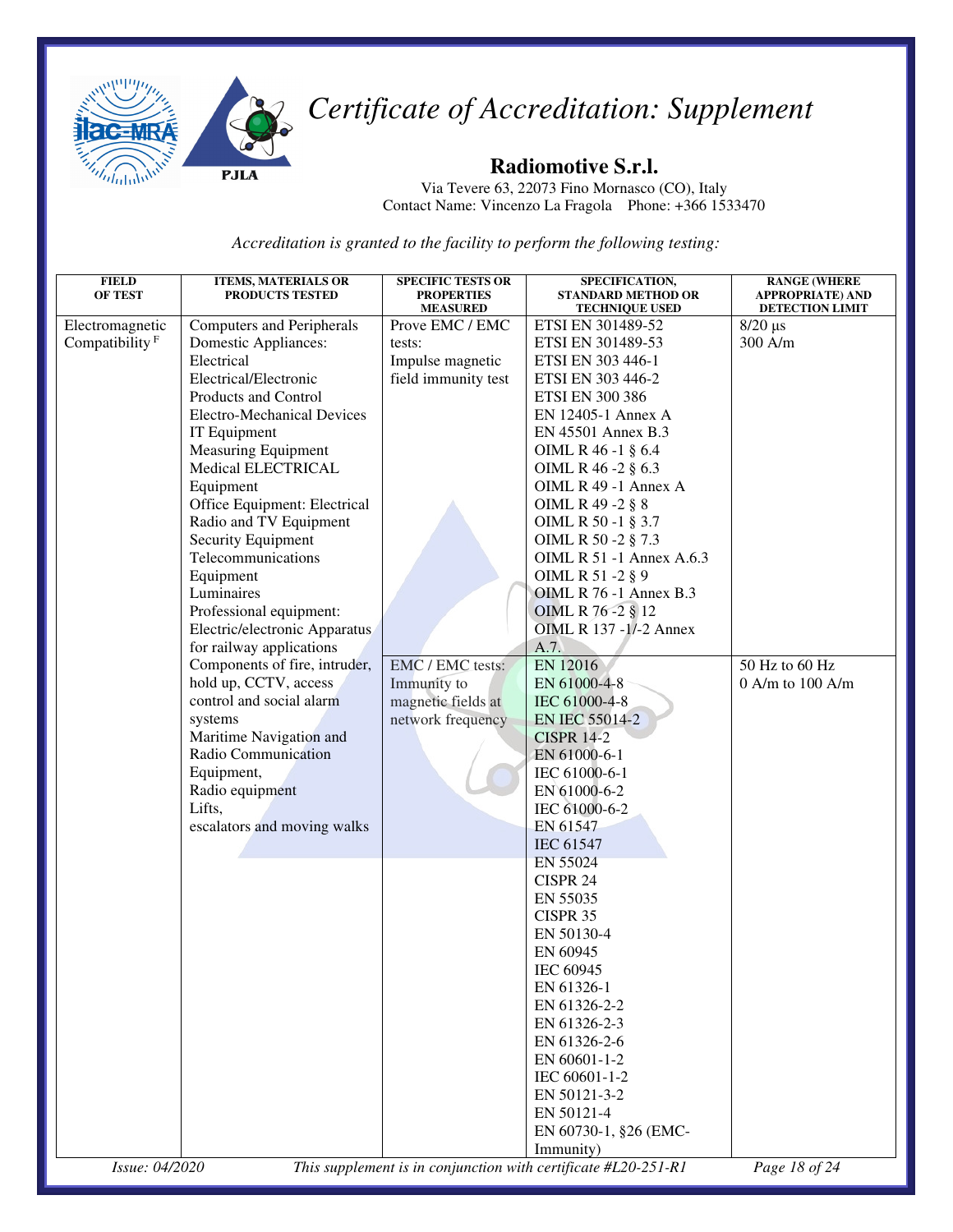# Certificate of Accreditation: Supplement

**Radiomotive S.r.l.**

Via Tevere 63, 22073 Fino Mornasco (CO), Italy
Contact Name: Vincenzo La Fragola Phone: +366 1533470

*Accreditation is granted to the facility to perform the following testing:*

| FIELD OF TEST | ITEMS, MATERIALS OR PRODUCTS TESTED | SPECIFIC TESTS OR PROPERTIES MEASURED | SPECIFICATION, STANDARD METHOD OR TECHNIQUE USED | RANGE (WHERE APPROPRIATE) AND DETECTION LIMIT |
|---|---|---|---|---|
| Electromagnetic Compatibility [F] | Computers and Peripherals<br>Domestic Appliances: Electrical<br>Electrical/Electronic Products and Control<br>Electro-Mechanical Devices<br>IT Equipment<br>Measuring Equipment<br>Medical ELECTRICAL Equipment<br>Office Equipment: Electrical<br>Radio and TV Equipment<br>Security Equipment<br>Telecommunications Equipment<br>Luminaires<br>Professional equipment: Electric/electronic Apparatus for railway applications<br>Components of fire, intruder, hold up, CCTV, access control and social alarm systems<br>Maritime Navigation and Radio Communication Equipment,<br>Radio equipment<br>Lifts, escalators and moving walks | Prove EMC / EMC tests:<br>Impulse magnetic field immunity test | ETSI EN 301489-52<br>ETSI EN 301489-53<br>ETSI EN 303 446-1<br>ETSI EN 303 446-2<br>ETSI EN 300 386<br>EN 12405-1 Annex A<br>EN 45501 Annex B.3<br>OIML R 46 -1 § 6.4<br>OIML R 46 -2 § 6.3<br>OIML R 49 -1 Annex A<br>OIML R 49 -2 § 8<br>OIML R 50 -1 § 3.7<br>OIML R 50 -2 § 7.3<br>OIML R 51 -1 Annex A.6.3<br>OIML R 51 -2 § 9<br>OIML R 76 -1 Annex B.3<br>OIML R 76 -2 § 12<br>OIML R 137 -1/-2 Annex A.7. | 8/20 µs<br>300 A/m |
| | | EMC / EMC tests:<br>Immunity to magnetic fields at network frequency | EN 12016<br>EN 61000-4-8<br>IEC 61000-4-8<br>EN IEC 55014-2<br>CISPR 14-2<br>EN 61000-6-1<br>IEC 61000-6-1<br>EN 61000-6-2<br>IEC 61000-6-2<br>EN 61547<br>IEC 61547<br>EN 55024<br>CISPR 24<br>EN 55035<br>CISPR 35<br>EN 50130-4<br>EN 60945<br>IEC 60945<br>EN 61326-1<br>EN 61326-2-2<br>EN 61326-2-3<br>EN 61326-2-6<br>EN 60601-1-2<br>IEC 60601-1-2<br>EN 50121-3-2<br>EN 50121-4<br>EN 60730-1, §26 (EMC-Immunity) | 50 Hz to 60 Hz<br>0 A/m to 100 A/m |

*Issue: 04/2020* *This supplement is in conjunction with certificate #L20-251-R1*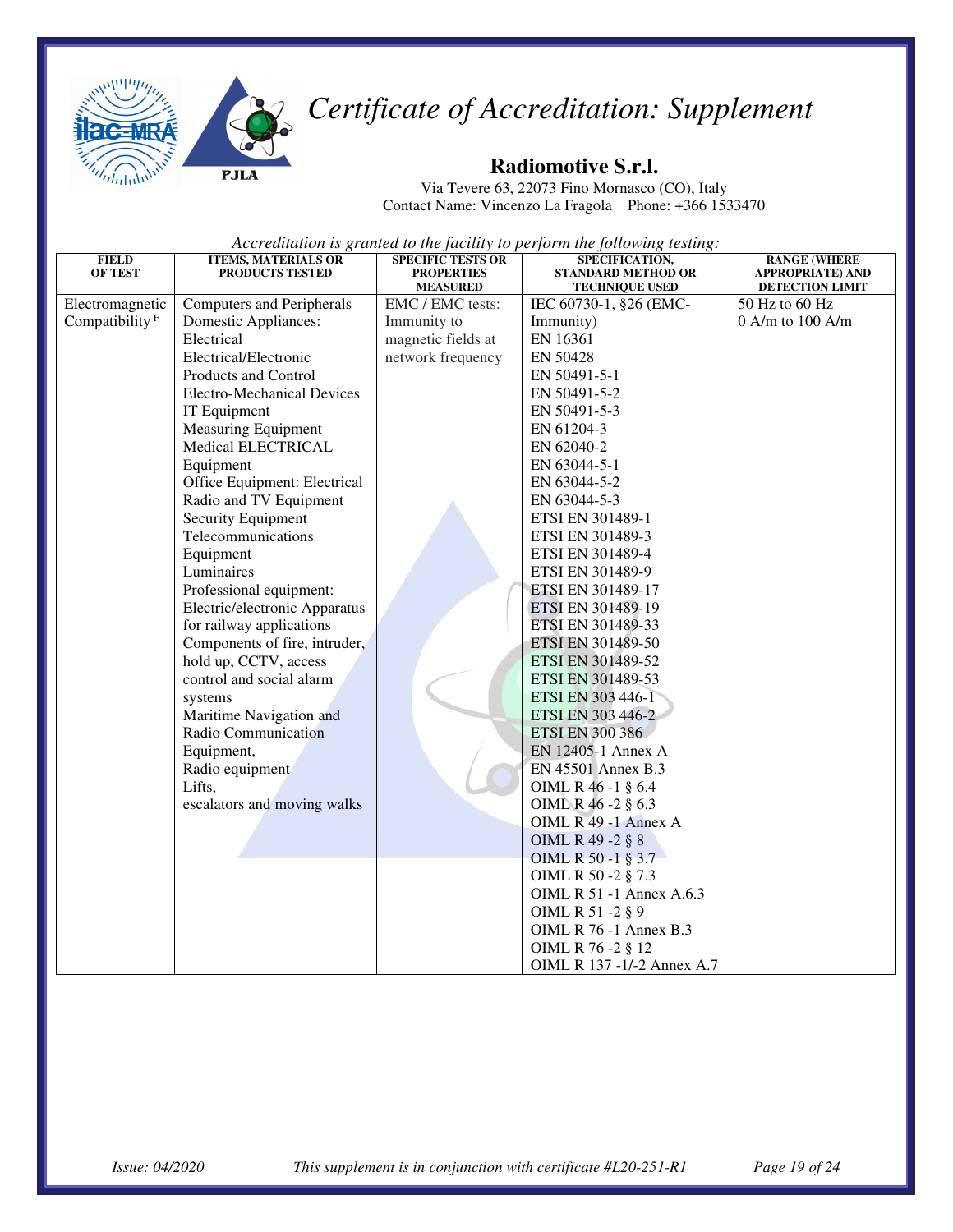# *Certificate of Accreditation: Supplement*

## Radiomotive S.r.l.

Via Tevere 63, 22073 Fino Mornasco (CO), Italy
Contact Name: Vincenzo La Fragola    Phone: +366 1533470

*Accreditation is granted to the facility to perform the following testing:*

| FIELD OF TEST | ITEMS, MATERIALS OR PRODUCTS TESTED | SPECIFIC TESTS OR PROPERTIES MEASURED | SPECIFICATION, STANDARD METHOD OR TECHNIQUE USED | RANGE (WHERE APPROPRIATE) AND DETECTION LIMIT |
|---|---|---|---|---|
| Electromagnetic Compatibility [F] | Computers and Peripherals<br>Domestic Appliances: Electrical<br>Electrical/Electronic Products and Control<br>Electro-Mechanical Devices<br>IT Equipment<br>Measuring Equipment<br>Medical ELECTRICAL Equipment<br>Office Equipment: Electrical<br>Radio and TV Equipment<br>Security Equipment<br>Telecommunications Equipment<br>Luminaires<br>Professional equipment: Electric/electronic Apparatus for railway applications<br>Components of fire, intruder, hold up, CCTV, access control and social alarm systems<br>Maritime Navigation and Radio Communication Equipment,<br>Radio equipment<br>Lifts,<br>escalators and moving walks | EMC / EMC tests: Immunity to magnetic fields at network frequency | IEC 60730-1, §26 (EMC-Immunity)<br>EN 16361<br>EN 50428<br>EN 50491-5-1<br>EN 50491-5-2<br>EN 50491-5-3<br>EN 61204-3<br>EN 62040-2<br>EN 63044-5-1<br>EN 63044-5-2<br>EN 63044-5-3<br>ETSI EN 301489-1<br>ETSI EN 301489-3<br>ETSI EN 301489-4<br>ETSI EN 301489-9<br>ETSI EN 301489-17<br>ETSI EN 301489-19<br>ETSI EN 301489-33<br>ETSI EN 301489-50<br>ETSI EN 301489-52<br>ETSI EN 301489-53<br>ETSI EN 303 446-1<br>ETSI EN 303 446-2<br>ETSI EN 300 386<br>EN 12405-1 Annex A<br>EN 45501 Annex B.3<br>OIML R 46 -1 § 6.4<br>OIML R 46 -2 § 6.3<br>OIML R 49 -1 Annex A<br>OIML R 49 -2 § 8<br>OIML R 50 -1 § 3.7<br>OIML R 50 -2 § 7.3<br>OIML R 51 -1 Annex A.6.3<br>OIML R 51 -2 § 9<br>OIML R 76 -1 Annex B.3<br>OIML R 76 -2 § 12<br>OIML R 137 -1/-2 Annex A.7 | 50 Hz to 60 Hz<br>0 A/m to 100 A/m |

*Issue: 04/2020*    *This supplement is in conjunction with certificate #L20-251-R1*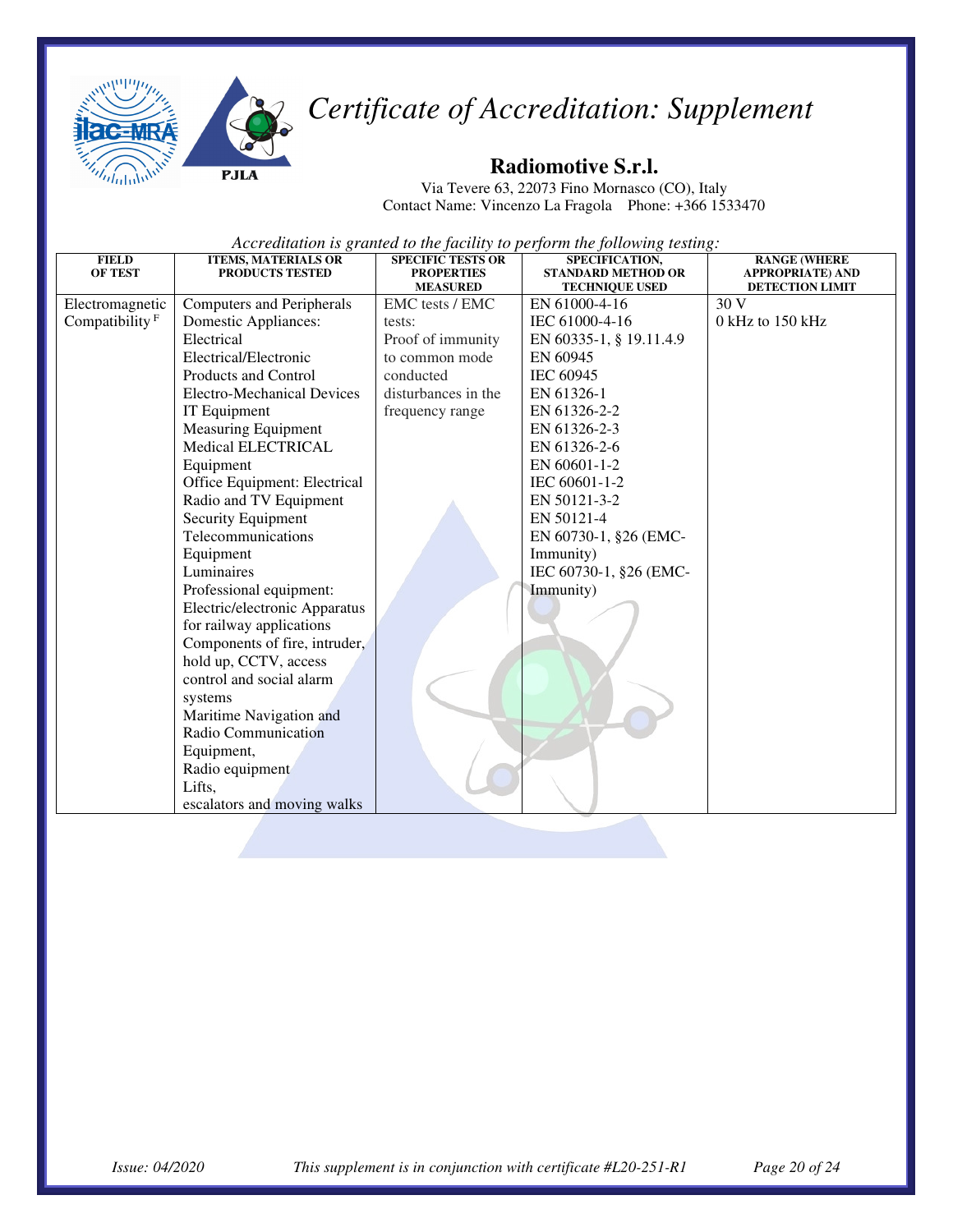# Certificate of Accreditation: Supplement

## Radiomotive S.r.l.

Via Tevere 63, 22073 Fino Mornasco (CO), Italy
Contact Name: Vincenzo La Fragola Phone: +366 1533470

*Accreditation is granted to the facility to perform the following testing:*

| FIELD OF TEST | ITEMS, MATERIALS OR PRODUCTS TESTED | SPECIFIC TESTS OR PROPERTIES MEASURED | SPECIFICATION, STANDARD METHOD OR TECHNIQUE USED | RANGE (WHERE APPROPRIATE) AND DETECTION LIMIT |
|---|---|---|---|---|
| Electromagnetic Compatibility [F] | Computers and Peripherals<br>Domestic Appliances: Electrical<br>Electrical/Electronic Products and Control<br>Electro-Mechanical Devices<br>IT Equipment<br>Measuring Equipment<br>Medical ELECTRICAL Equipment<br>Office Equipment: Electrical<br>Radio and TV Equipment<br>Security Equipment<br>Telecommunications Equipment<br>Luminaires<br>Professional equipment: Electric/electronic Apparatus for railway applications<br>Components of fire, intruder, hold up, CCTV, access control and social alarm systems<br>Maritime Navigation and Radio Communication Equipment,<br>Radio equipment<br>Lifts,<br>escalators and moving walks | EMC tests / EMC tests:<br>Proof of immunity to common mode conducted disturbances in the frequency range | EN 61000-4-16<br>IEC 61000-4-16<br>EN 60335-1, § 19.11.4.9<br>EN 60945<br>IEC 60945<br>EN 61326-1<br>EN 61326-2-2<br>EN 61326-2-3<br>EN 61326-2-6<br>EN 60601-1-2<br>IEC 60601-1-2<br>EN 50121-3-2<br>EN 50121-4<br>EN 60730-1, §26 (EMC-Immunity)<br>IEC 60730-1, §26 (EMC-Immunity) | 30 V<br>0 kHz to 150 kHz |

*Issue: 04/2020* *This supplement is in conjunction with certificate #L20-251-R1*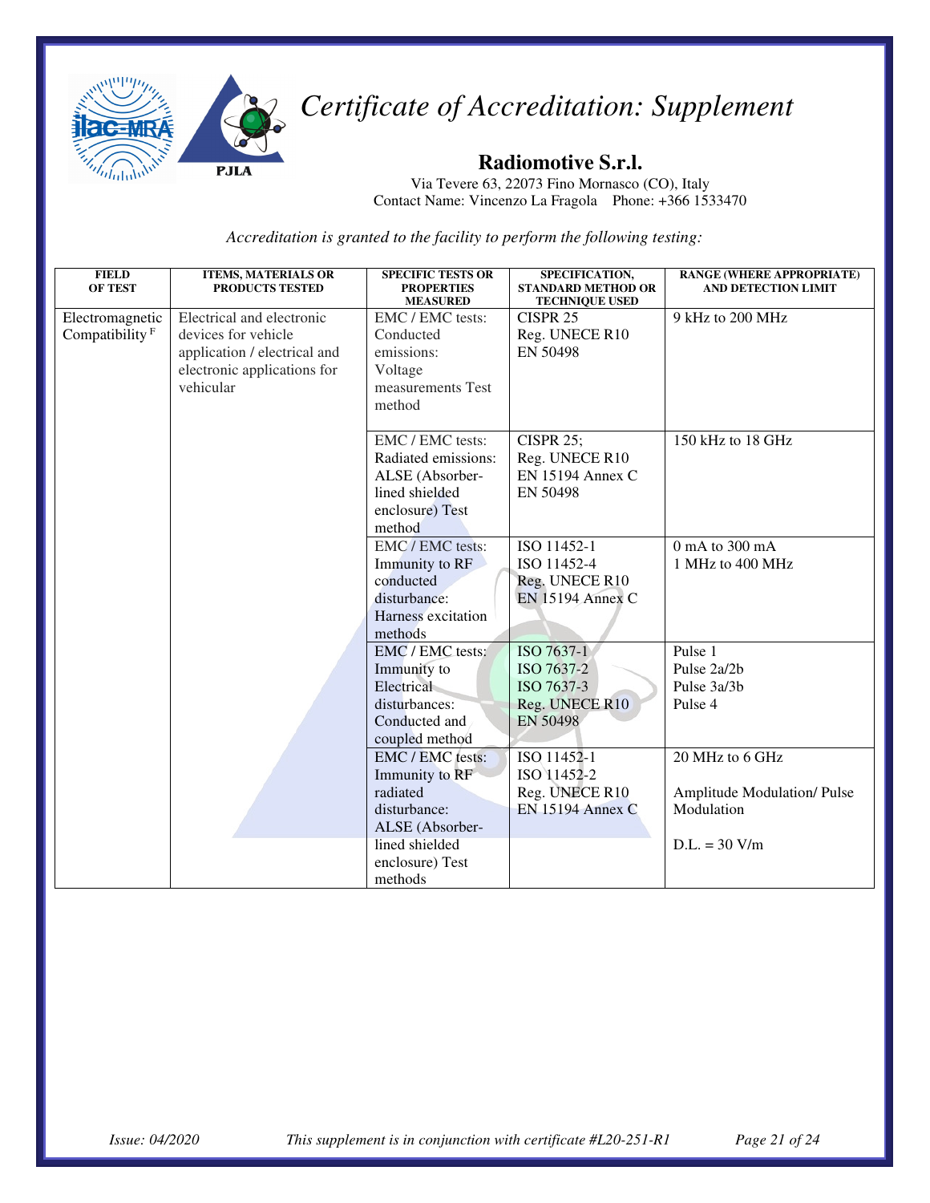# *Certificate of Accreditation: Supplement*

## Radiomotive S.r.l.

Via Tevere 63, 22073 Fino Mornasco (CO), Italy
Contact Name: Vincenzo La Fragola  Phone: +366 1533470

*Accreditation is granted to the facility to perform the following testing:*

| FIELD OF TEST | ITEMS, MATERIALS OR PRODUCTS TESTED | SPECIFIC TESTS OR PROPERTIES MEASURED | SPECIFICATION, STANDARD METHOD OR TECHNIQUE USED | RANGE (WHERE APPROPRIATE) AND DETECTION LIMIT |
|---|---|---|---|---|
| Electromagnetic Compatibility [F] | Electrical and electronic devices for vehicle application / electrical and electronic applications for vehicular | EMC / EMC tests: Conducted emissions: Voltage measurements Test method | CISPR 25<br>Reg. UNECE R10<br>EN 50498 | 9 kHz to 200 MHz |
| | | EMC / EMC tests: Radiated emissions: ALSE (Absorber-lined shielded enclosure) Test method | CISPR 25;<br>Reg. UNECE R10<br>EN 15194 Annex C<br>EN 50498 | 150 kHz to 18 GHz |
| | | EMC / EMC tests: Immunity to RF conducted disturbance: Harness excitation methods | ISO 11452-1<br>ISO 11452-4<br>Reg. UNECE R10<br>EN 15194 Annex C | 0 mA to 300 mA<br>1 MHz to 400 MHz |
| | | EMC / EMC tests: Immunity to Electrical disturbances: Conducted and coupled method | ISO 7637-1<br>ISO 7637-2<br>ISO 7637-3<br>Reg. UNECE R10<br>EN 50498 | Pulse 1<br>Pulse 2a/2b<br>Pulse 3a/3b<br>Pulse 4 |
| | | EMC / EMC tests: Immunity to RF radiated disturbance: ALSE (Absorber-lined shielded enclosure) Test methods | ISO 11452-1<br>ISO 11452-2<br>Reg. UNECE R10<br>EN 15194 Annex C | 20 MHz to 6 GHz<br><br>Amplitude Modulation/ Pulse Modulation<br><br>D.L. = 30 V/m |

*Issue: 04/2020* *This supplement is in conjunction with certificate #L20-251-R1*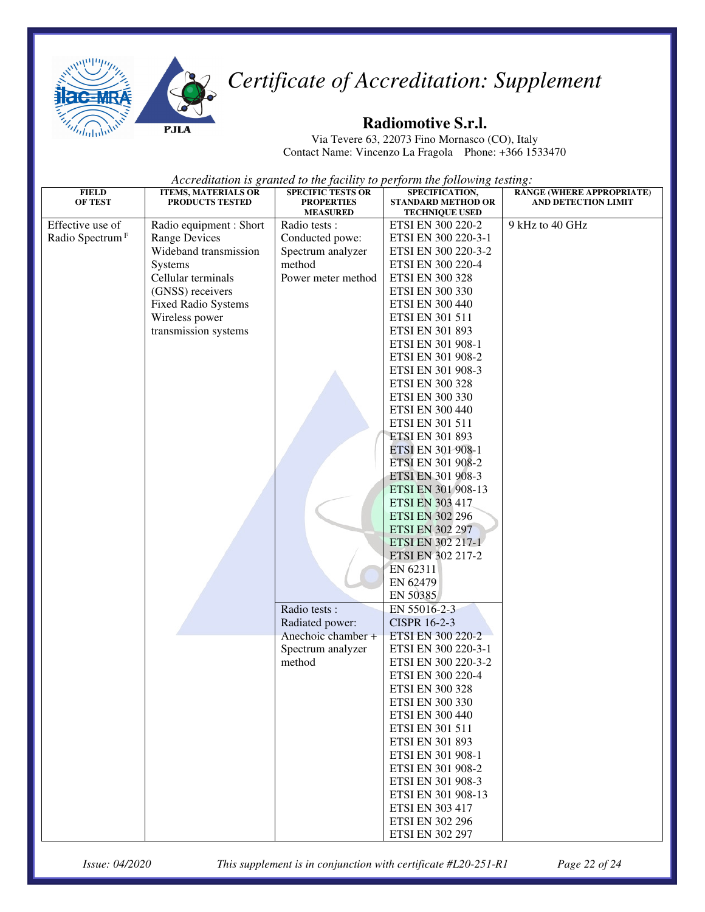# *Certificate of Accreditation: Supplement*

**Radiomotive S.r.l.**

Via Tevere 63, 22073 Fino Mornasco (CO), Italy
Contact Name: Vincenzo La Fragola Phone: +366 1533470

*Accreditation is granted to the facility to perform the following testing:*

| FIELD OF TEST | ITEMS, MATERIALS OR PRODUCTS TESTED | SPECIFIC TESTS OR PROPERTIES MEASURED | SPECIFICATION, STANDARD METHOD OR TECHNIQUE USED | RANGE (WHERE APPROPRIATE) AND DETECTION LIMIT |
|---|---|---|---|---|
| Effective use of Radio Spectrum [F] | Radio equipment : Short Range Devices<br>Wideband transmission Systems<br>Cellular terminals<br>(GNSS) receivers<br>Fixed Radio Systems<br>Wireless power transmission systems | Radio tests :<br>Conducted powe:<br>Spectrum analyzer method<br>Power meter method | ETSI EN 300 220-2<br>ETSI EN 300 220-3-1<br>ETSI EN 300 220-3-2<br>ETSI EN 300 220-4<br>ETSI EN 300 328<br>ETSI EN 300 330<br>ETSI EN 300 440<br>ETSI EN 301 511<br>ETSI EN 301 893<br>ETSI EN 301 908-1<br>ETSI EN 301 908-2<br>ETSI EN 301 908-3<br>ETSI EN 300 328<br>ETSI EN 300 330<br>ETSI EN 300 440<br>ETSI EN 301 511<br>ETSI EN 301 893<br>ETSI EN 301 908-1<br>ETSI EN 301 908-2<br>ETSI EN 301 908-3<br>ETSI EN 301 908-13<br>ETSI EN 303 417<br>ETSI EN 302 296<br>ETSI EN 302 297<br>ETSI EN 302 217-1<br>ETSI EN 302 217-2<br>EN 62311<br>EN 62479<br>EN 50385 | 9 kHz to 40 GHz |
| | | Radio tests :<br>Radiated power:<br>Anechoic chamber + Spectrum analyzer method | EN 55016-2-3<br>CISPR 16-2-3<br>ETSI EN 300 220-2<br>ETSI EN 300 220-3-1<br>ETSI EN 300 220-3-2<br>ETSI EN 300 220-4<br>ETSI EN 300 328<br>ETSI EN 300 330<br>ETSI EN 300 440<br>ETSI EN 301 511<br>ETSI EN 301 893<br>ETSI EN 301 908-1<br>ETSI EN 301 908-2<br>ETSI EN 301 908-3<br>ETSI EN 301 908-13<br>ETSI EN 303 417<br>ETSI EN 302 296<br>ETSI EN 302 297 | |

*Issue: 04/2020* *This supplement is in conjunction with certificate #L20-251-R1*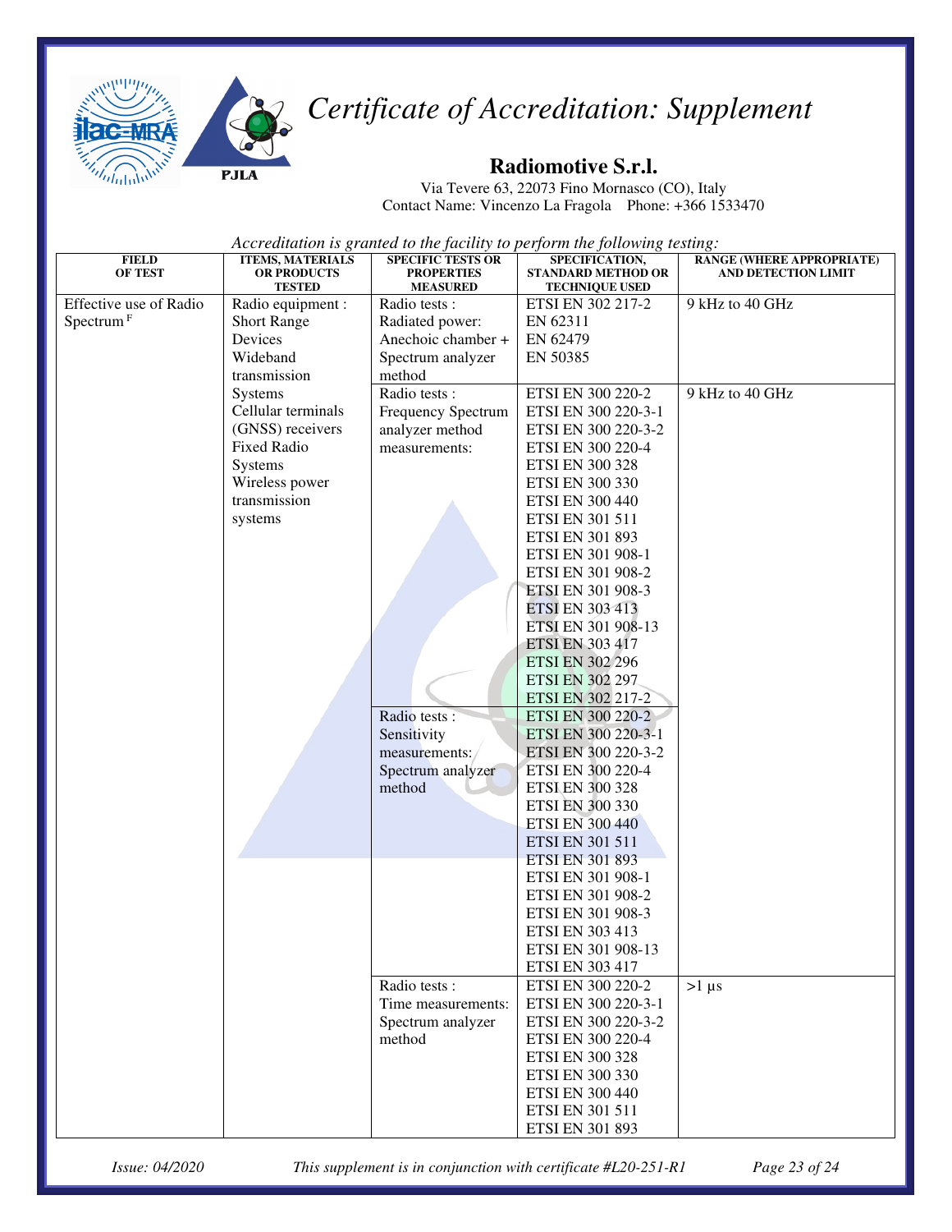# Certificate of Accreditation: Supplement

## Radiomotive S.r.l.

Via Tevere 63, 22073 Fino Mornasco (CO), Italy
Contact Name: Vincenzo La Fragola Phone: +366 1533470

*Accreditation is granted to the facility to perform the following testing:*

| FIELD OF TEST | ITEMS, MATERIALS OR PRODUCTS TESTED | SPECIFIC TESTS OR PROPERTIES MEASURED | SPECIFICATION, STANDARD METHOD OR TECHNIQUE USED | RANGE (WHERE APPROPRIATE) AND DETECTION LIMIT |
|---|---|---|---|---|
| Effective use of Radio Spectrum [F] | Radio equipment : Short Range Devices Wideband transmission Systems Cellular terminals (GNSS) receivers Fixed Radio Systems Wireless power transmission systems | Radio tests : Radiated power: Anechoic chamber + Spectrum analyzer method | ETSI 302 217-2<br>EN 62311<br>EN 62479<br>EN 50385 | 9 kHz to 40 GHz |
| | | Radio tests : Frequency Spectrum analyzer method measurements: | ETSI EN 300 220-2<br>ETSI EN 300 220-3-1<br>ETSI EN 300 220-3-2<br>ETSI EN 300 220-4<br>ETSI EN 300 328<br>ETSI EN 300 330<br>ETSI EN 300 440<br>ETSI EN 301 511<br>ETSI EN 301 893<br>ETSI EN 301 908-1<br>ETSI EN 301 908-2<br>ETSI EN 301 908-3<br>ETSI EN 303 413<br>ETSI EN 301 908-13<br>ETSI EN 303 417<br>ETSI EN 302 296<br>ETSI EN 302 297<br>ETSI EN 302 217-2 | 9 kHz to 40 GHz |
| | | Radio tests : Sensitivity measurements: Spectrum analyzer method | ETSI EN 300 220-2<br>ETSI EN 300 220-3-1<br>ETSI EN 300 220-3-2<br>ETSI EN 300 220-4<br>ETSI EN 300 328<br>ETSI EN 300 330<br>ETSI EN 300 440<br>ETSI EN 301 511<br>ETSI EN 301 893<br>ETSI EN 301 908-1<br>ETSI EN 301 908-2<br>ETSI EN 301 908-3<br>ETSI EN 303 413<br>ETSI EN 301 908-13<br>ETSI EN 303 417 | |
| | | Radio tests : Time measurements: Spectrum analyzer method | ETSI EN 300 220-2<br>ETSI EN 300 220-3-1<br>ETSI EN 300 220-3-2<br>ETSI EN 300 220-4<br>ETSI EN 300 328<br>ETSI EN 300 330<br>ETSI EN 300 440<br>ETSI EN 301 511<br>ETSI EN 301 893 | >1 µs |

*Issue: 04/2020* *This supplement is in conjunction with certificate #L20-251-R1*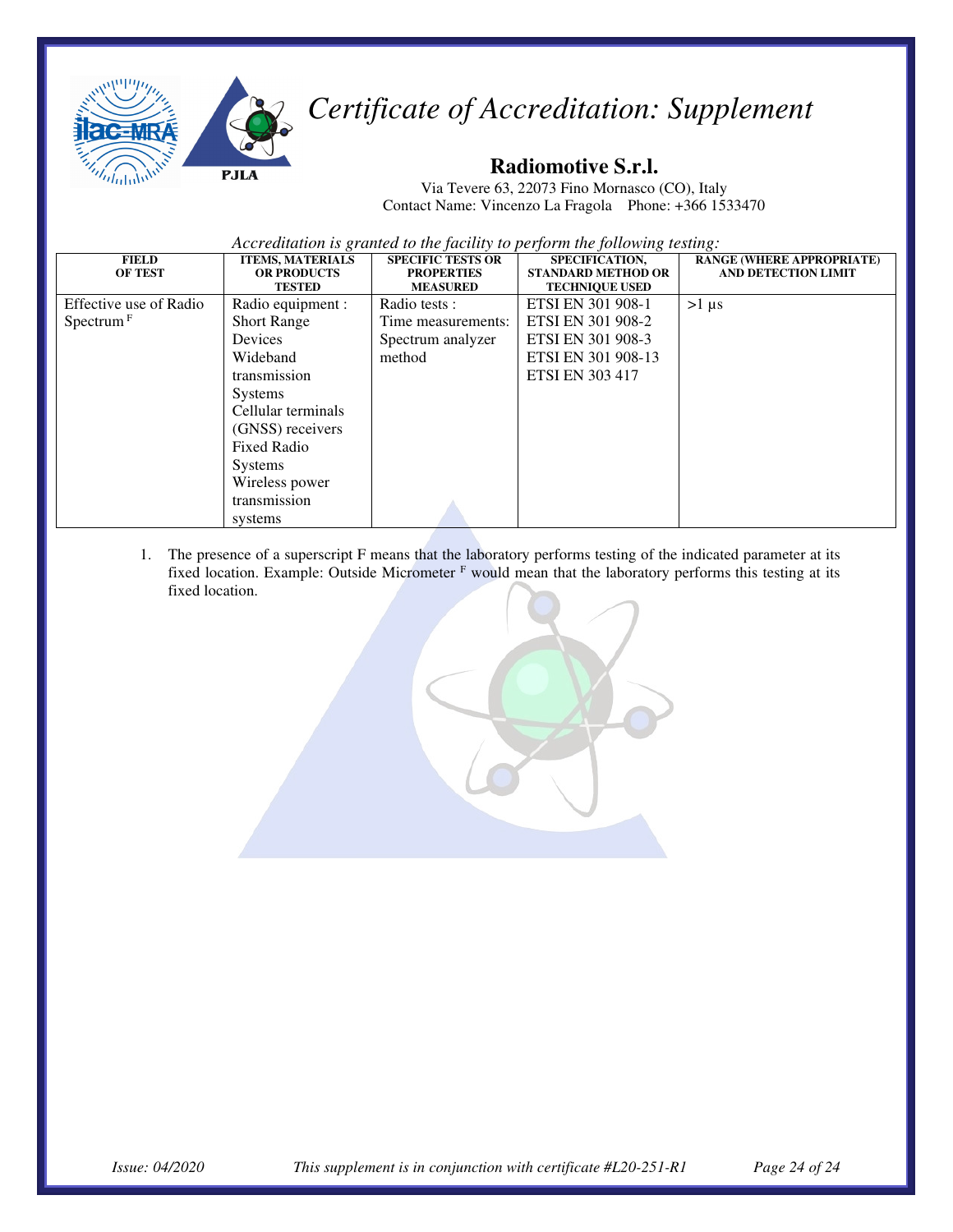# *Certificate of Accreditation: Supplement*

## Radiomotive S.r.l.

Via Tevere 63, 22073 Fino Mornasco (CO), Italy
Contact Name: Vincenzo La Fragola Phone: +366 1533470

*Accreditation is granted to the facility to perform the following testing:*

| FIELD OF TEST | ITEMS, MATERIALS OR PRODUCTS TESTED | SPECIFIC TESTS OR PROPERTIES MEASURED | SPECIFICATION, STANDARD METHOD OR TECHNIQUE USED | RANGE (WHERE APPROPRIATE) AND DETECTION LIMIT |
|---|---|---|---|---|
| Effective use of Radio Spectrum F | Radio equipment : Short Range Devices Wideband transmission Systems Cellular terminals (GNSS) receivers Fixed Radio Systems Wireless power transmission systems | Radio tests : Time measurements: Spectrum analyzer method | ETSI EN 301 908-1 ETSI EN 301 908-2 ETSI EN 301 908-3 ETSI EN 301 908-13 ETSI EN 303 417 | >1 µs |

1. The presence of a superscript F means that the laboratory performs testing of the indicated parameter at its fixed location. Example: Outside Micrometer F would mean that the laboratory performs this testing at its fixed location.

*Issue: 04/2020* *This supplement is in conjunction with certificate #L20-251-R1*